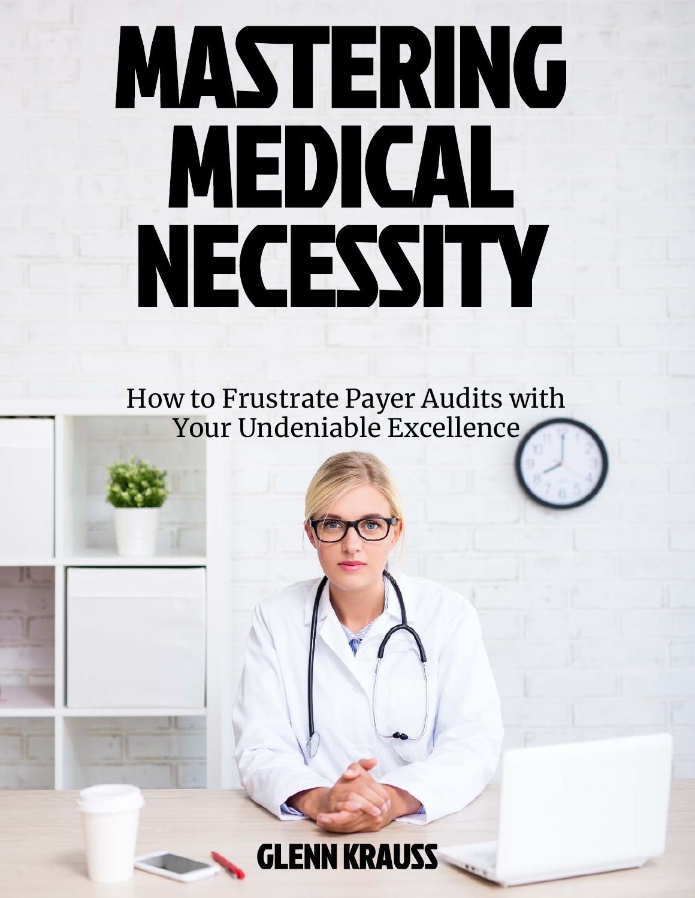# MASTERING MEDICAL NECESSITY

How to Frustrate Payer Audits with Your Undeniable Excellence

GLENN KRAUSS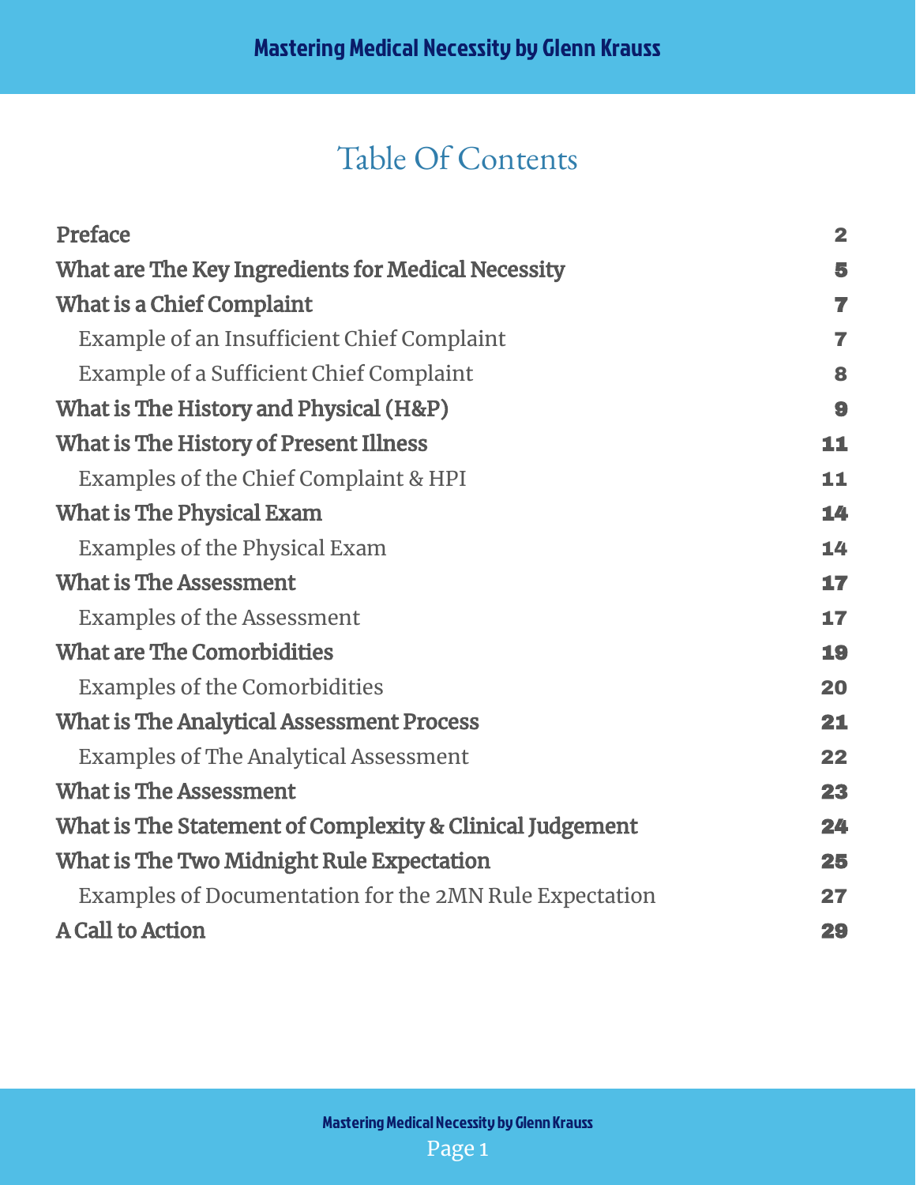# Table Of Contents

| | |
|---|---|
| **Preface** | 2 |
| **What are The Key Ingredients for Medical Necessity** | 5 |
| **What is a Chief Complaint** | 7 |
| Example of an Insufficient Chief Complaint | 7 |
| Example of a Sufficient Chief Complaint | 8 |
| **What is The History and Physical (H&P)** | 9 |
| **What is The History of Present Illness** | 11 |
| Examples of the Chief Complaint & HPI | 11 |
| **What is The Physical Exam** | 14 |
| Examples of the Physical Exam | 14 |
| **What is The Assessment** | 17 |
| Examples of the Assessment | 17 |
| **What are The Comorbidities** | 19 |
| Examples of the Comorbidities | 20 |
| **What is The Analytical Assessment Process** | 21 |
| Examples of The Analytical Assessment | 22 |
| **What is The Assessment** | 23 |
| **What is The Statement of Complexity & Clinical Judgement** | 24 |
| **What is The Two Midnight Rule Expectation** | 25 |
| Examples of Documentation for the 2MN Rule Expectation | 27 |
| **A Call to Action** | 29 |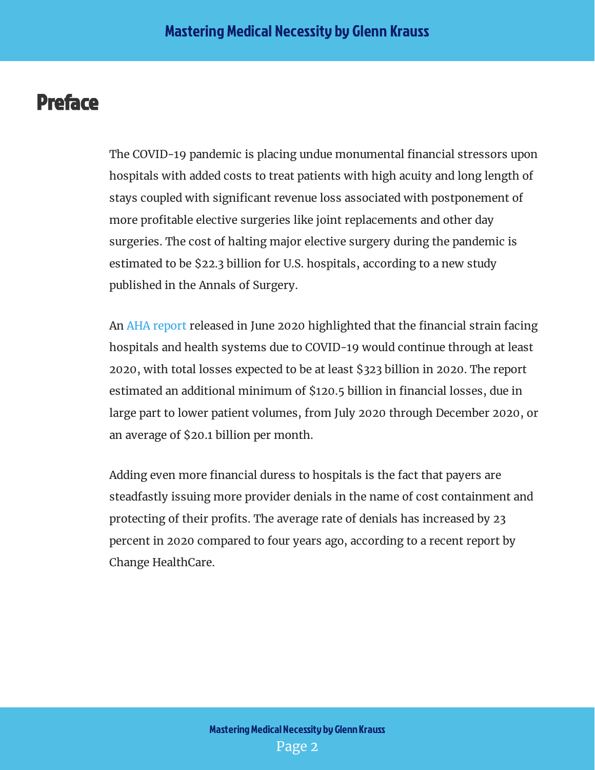# Preface

The COVID-19 pandemic is placing undue monumental financial stressors upon hospitals with added costs to treat patients with high acuity and long length of stays coupled with significant revenue loss associated with postponement of more profitable elective surgeries like joint replacements and other day surgeries. The cost of halting major elective surgery during the pandemic is estimated to be $22.3 billion for U.S. hospitals, according to a new study published in the Annals of Surgery.

An AHA report released in June 2020 highlighted that the financial strain facing hospitals and health systems due to COVID-19 would continue through at least 2020, with total losses expected to be at least $323 billion in 2020. The report estimated an additional minimum of $120.5 billion in financial losses, due in large part to lower patient volumes, from July 2020 through December 2020, or an average of $20.1 billion per month.

Adding even more financial duress to hospitals is the fact that payers are steadfastly issuing more provider denials in the name of cost containment and protecting of their profits. The average rate of denials has increased by 23 percent in 2020 compared to four years ago, according to a recent report by Change HealthCare.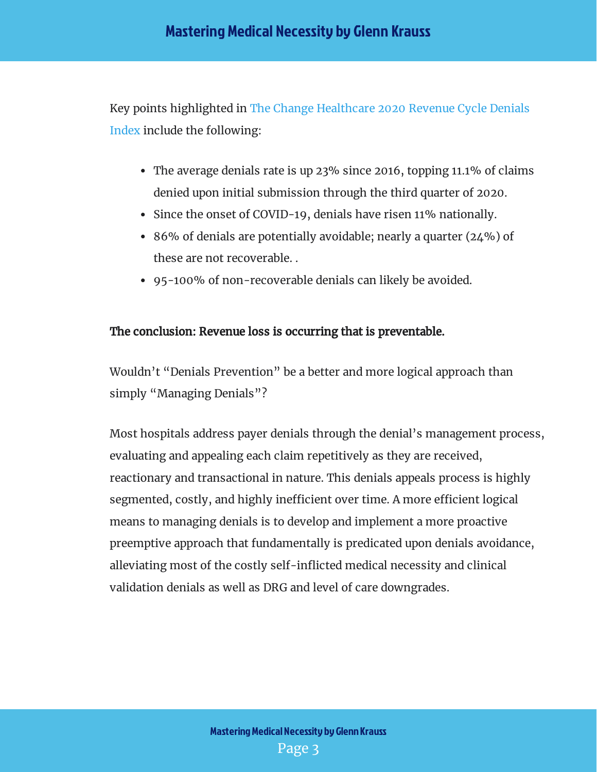Key points highlighted in The Change Healthcare 2020 Revenue Cycle Denials Index include the following:

- The average denials rate is up 23% since 2016, topping 11.1% of claims denied upon initial submission through the third quarter of 2020.
- Since the onset of COVID-19, denials have risen 11% nationally.
- 86% of denials are potentially avoidable; nearly a quarter (24%) of these are not recoverable. .
- 95-100% of non-recoverable denials can likely be avoided.

**The conclusion: Revenue loss is occurring that is preventable.**

Wouldn't "Denials Prevention" be a better and more logical approach than simply "Managing Denials"?

Most hospitals address payer denials through the denial's management process, evaluating and appealing each claim repetitively as they are received, reactionary and transactional in nature. This denials appeals process is highly segmented, costly, and highly inefficient over time. A more efficient logical means to managing denials is to develop and implement a more proactive preemptive approach that fundamentally is predicated upon denials avoidance, alleviating most of the costly self-inflicted medical necessity and clinical validation denials as well as DRG and level of care downgrades.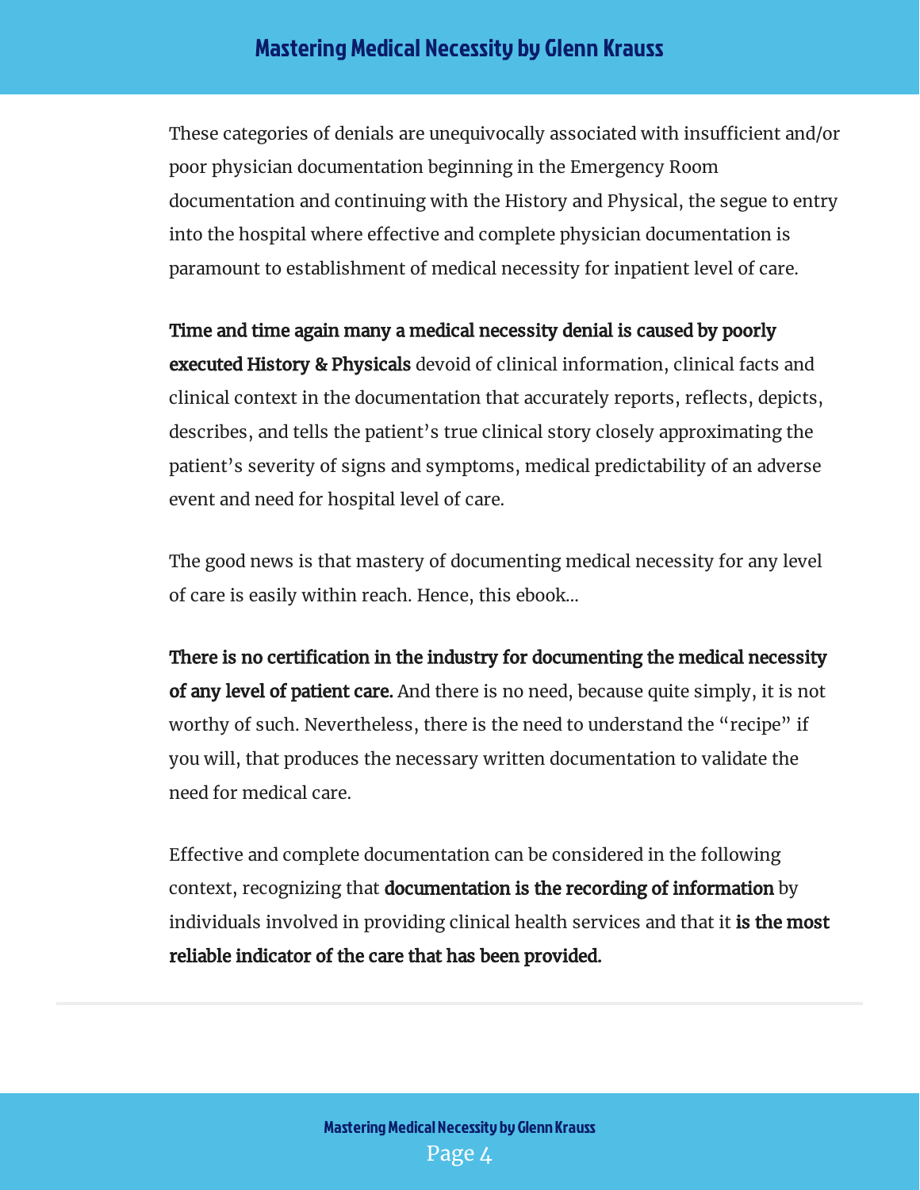These categories of denials are unequivocally associated with insufficient and/or poor physician documentation beginning in the Emergency Room documentation and continuing with the History and Physical, the segue to entry into the hospital where effective and complete physician documentation is paramount to establishment of medical necessity for inpatient level of care.

**Time and time again many a medical necessity denial is caused by poorly executed History & Physicals** devoid of clinical information, clinical facts and clinical context in the documentation that accurately reports, reflects, depicts, describes, and tells the patient's true clinical story closely approximating the patient's severity of signs and symptoms, medical predictability of an adverse event and need for hospital level of care.

The good news is that mastery of documenting medical necessity for any level of care is easily within reach. Hence, this ebook…

**There is no certification in the industry for documenting the medical necessity of any level of patient care.** And there is no need, because quite simply, it is not worthy of such. Nevertheless, there is the need to understand the "recipe" if you will, that produces the necessary written documentation to validate the need for medical care.

Effective and complete documentation can be considered in the following context, recognizing that **documentation is the recording of information** by individuals involved in providing clinical health services and that it **is the most reliable indicator of the care that has been provided.**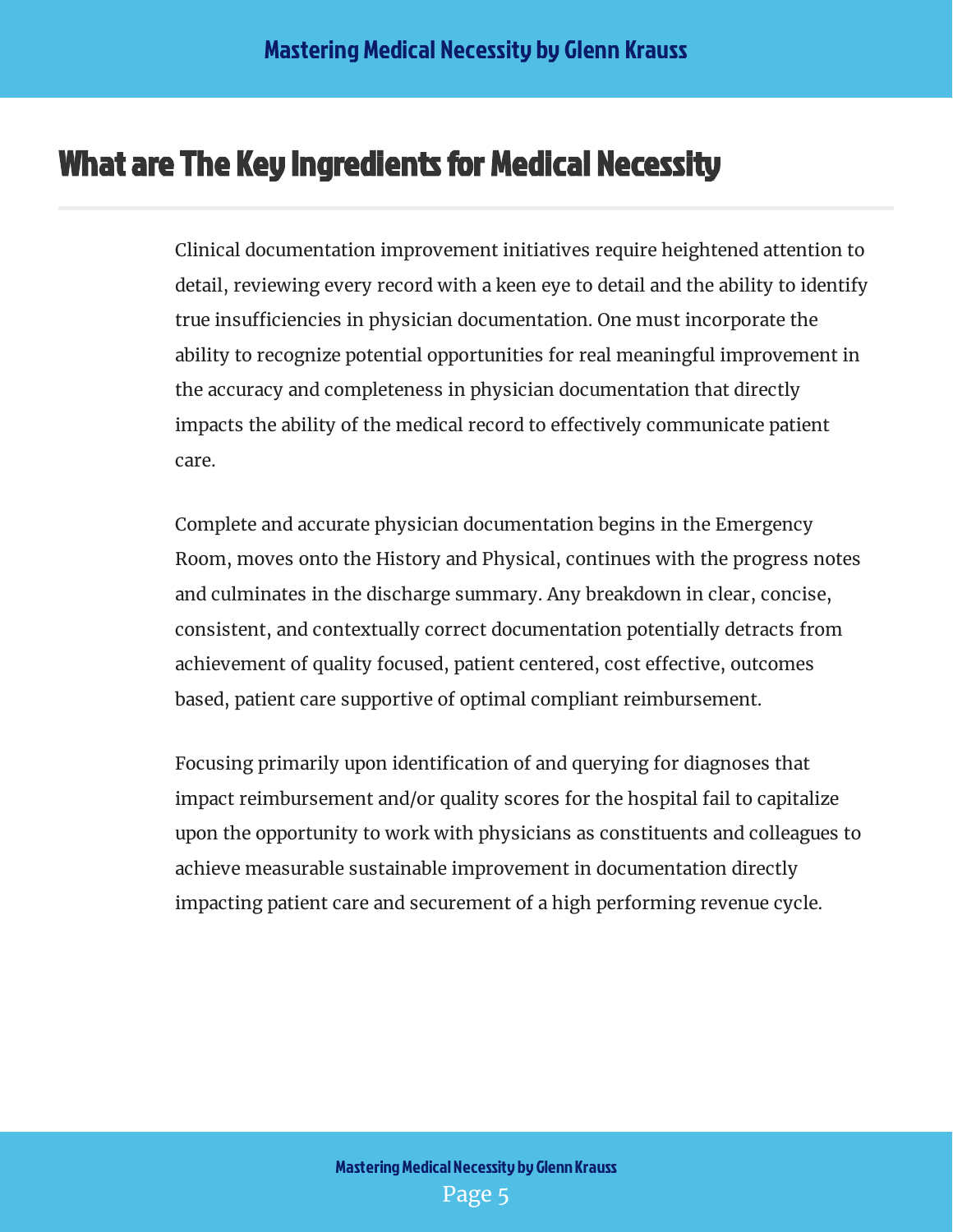# What are The Key Ingredients for Medical Necessity

Clinical documentation improvement initiatives require heightened attention to detail, reviewing every record with a keen eye to detail and the ability to identify true insufficiencies in physician documentation. One must incorporate the ability to recognize potential opportunities for real meaningful improvement in the accuracy and completeness in physician documentation that directly impacts the ability of the medical record to effectively communicate patient care.

Complete and accurate physician documentation begins in the Emergency Room, moves onto the History and Physical, continues with the progress notes and culminates in the discharge summary. Any breakdown in clear, concise, consistent, and contextually correct documentation potentially detracts from achievement of quality focused, patient centered, cost effective, outcomes based, patient care supportive of optimal compliant reimbursement.

Focusing primarily upon identification of and querying for diagnoses that impact reimbursement and/or quality scores for the hospital fail to capitalize upon the opportunity to work with physicians as constituents and colleagues to achieve measurable sustainable improvement in documentation directly impacting patient care and securement of a high performing revenue cycle.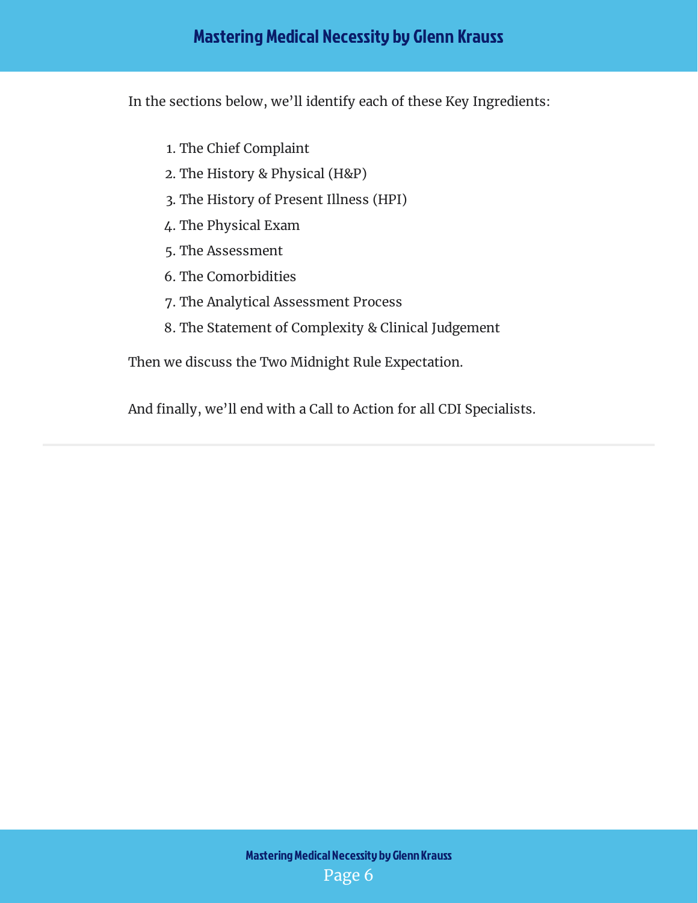In the sections below, we'll identify each of these Key Ingredients:

1. The Chief Complaint
2. The History & Physical (H&P)
3. The History of Present Illness (HPI)
4. The Physical Exam
5. The Assessment
6. The Comorbidities
7. The Analytical Assessment Process
8. The Statement of Complexity & Clinical Judgement

Then we discuss the Two Midnight Rule Expectation.

And finally, we'll end with a Call to Action for all CDI Specialists.

---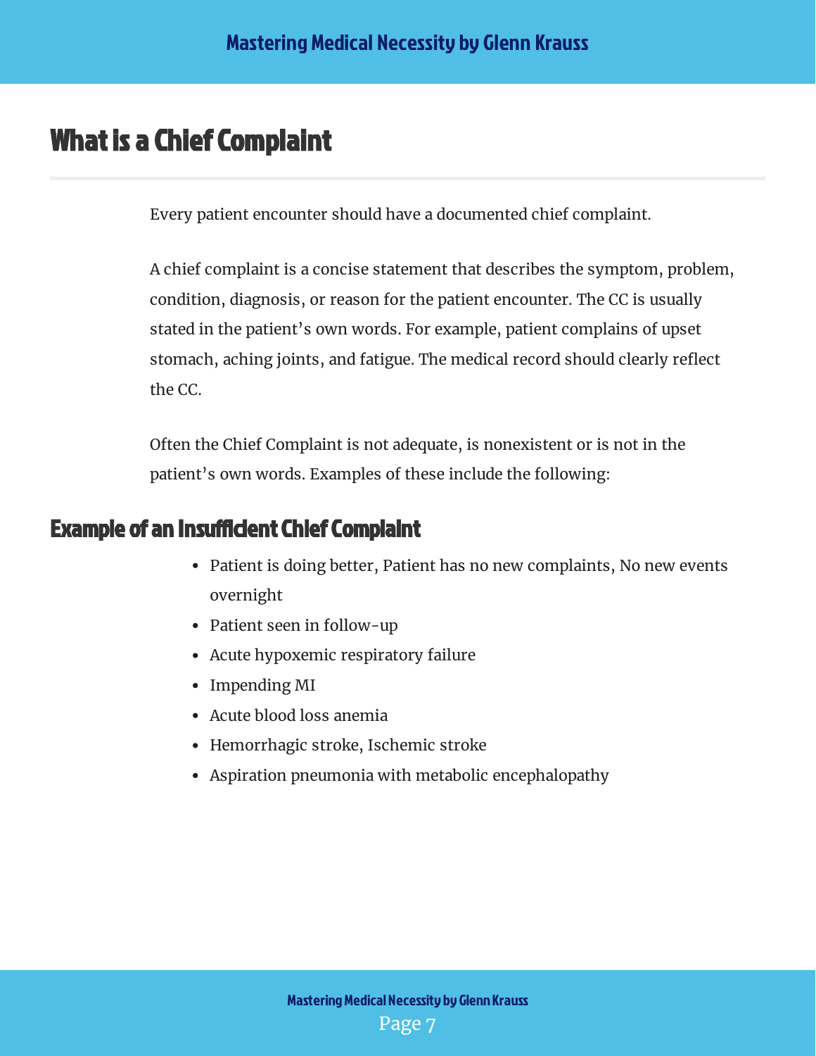# What is a Chief Complaint

Every patient encounter should have a documented chief complaint.

A chief complaint is a concise statement that describes the symptom, problem, condition, diagnosis, or reason for the patient encounter. The CC is usually stated in the patient's own words. For example, patient complains of upset stomach, aching joints, and fatigue. The medical record should clearly reflect the CC.

Often the Chief Complaint is not adequate, is nonexistent or is not in the patient's own words. Examples of these include the following:

## Example of an Insufficient Chief Complaint

- Patient is doing better, Patient has no new complaints, No new events overnight
- Patient seen in follow-up
- Acute hypoxemic respiratory failure
- Impending MI
- Acute blood loss anemia
- Hemorrhagic stroke, Ischemic stroke
- Aspiration pneumonia with metabolic encephalopathy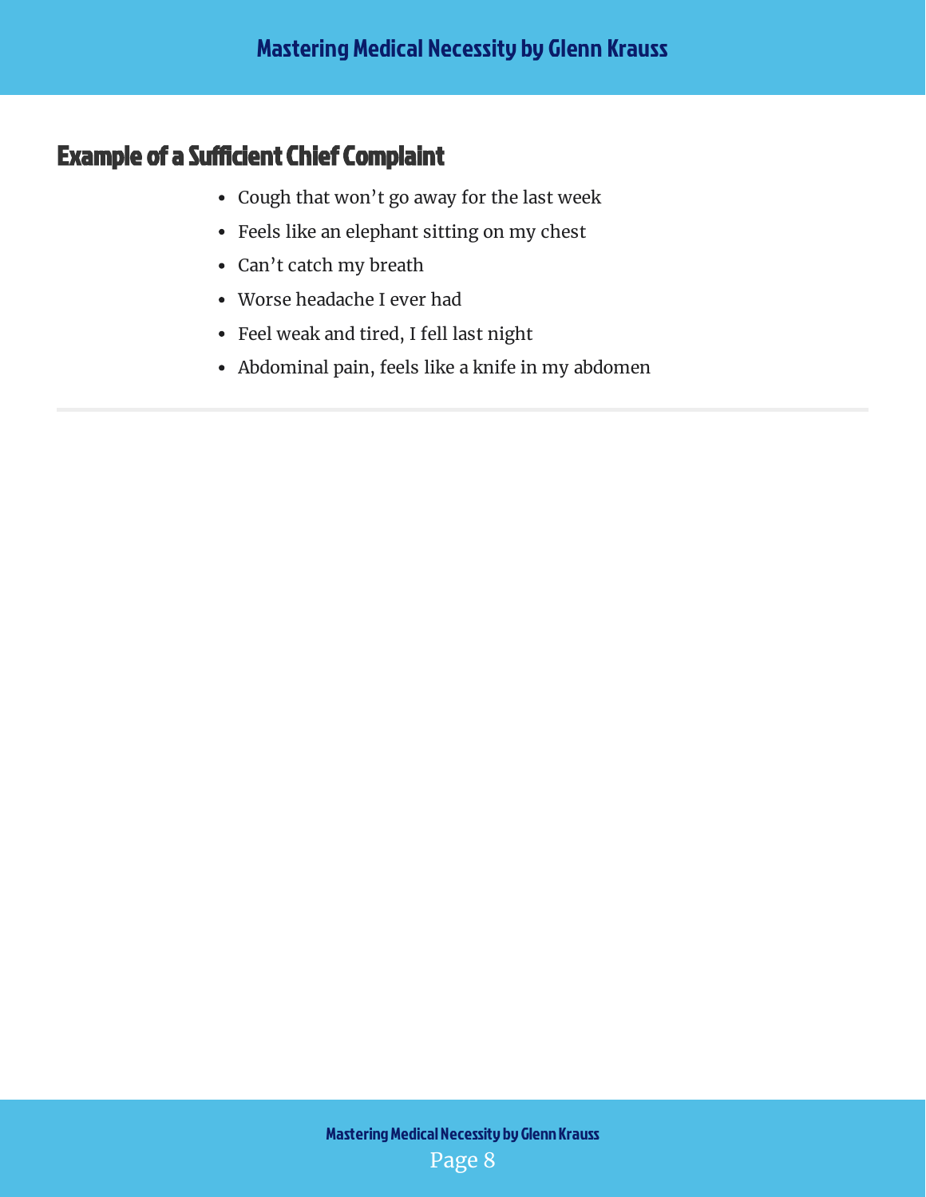## Example of a Sufficient Chief Complaint

- Cough that won't go away for the last week
- Feels like an elephant sitting on my chest
- Can't catch my breath
- Worse headache I ever had
- Feel weak and tired, I fell last night
- Abdominal pain, feels like a knife in my abdomen

---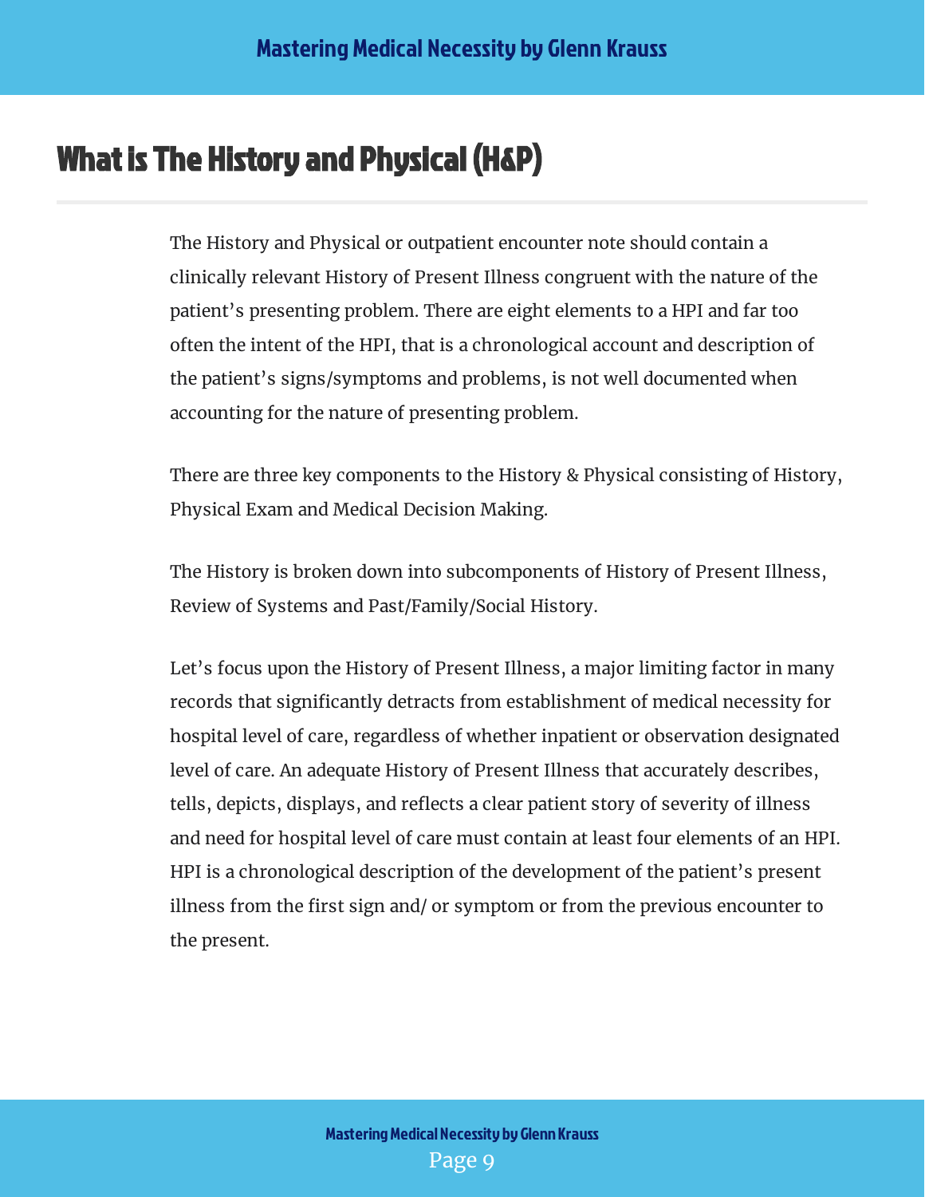# What is The History and Physical (H&P)

The History and Physical or outpatient encounter note should contain a clinically relevant History of Present Illness congruent with the nature of the patient's presenting problem. There are eight elements to a HPI and far too often the intent of the HPI, that is a chronological account and description of the patient's signs/symptoms and problems, is not well documented when accounting for the nature of presenting problem.

There are three key components to the History & Physical consisting of History, Physical Exam and Medical Decision Making.

The History is broken down into subcomponents of History of Present Illness, Review of Systems and Past/Family/Social History.

Let's focus upon the History of Present Illness, a major limiting factor in many records that significantly detracts from establishment of medical necessity for hospital level of care, regardless of whether inpatient or observation designated level of care. An adequate History of Present Illness that accurately describes, tells, depicts, displays, and reflects a clear patient story of severity of illness and need for hospital level of care must contain at least four elements of an HPI. HPI is a chronological description of the development of the patient's present illness from the first sign and/ or symptom or from the previous encounter to the present.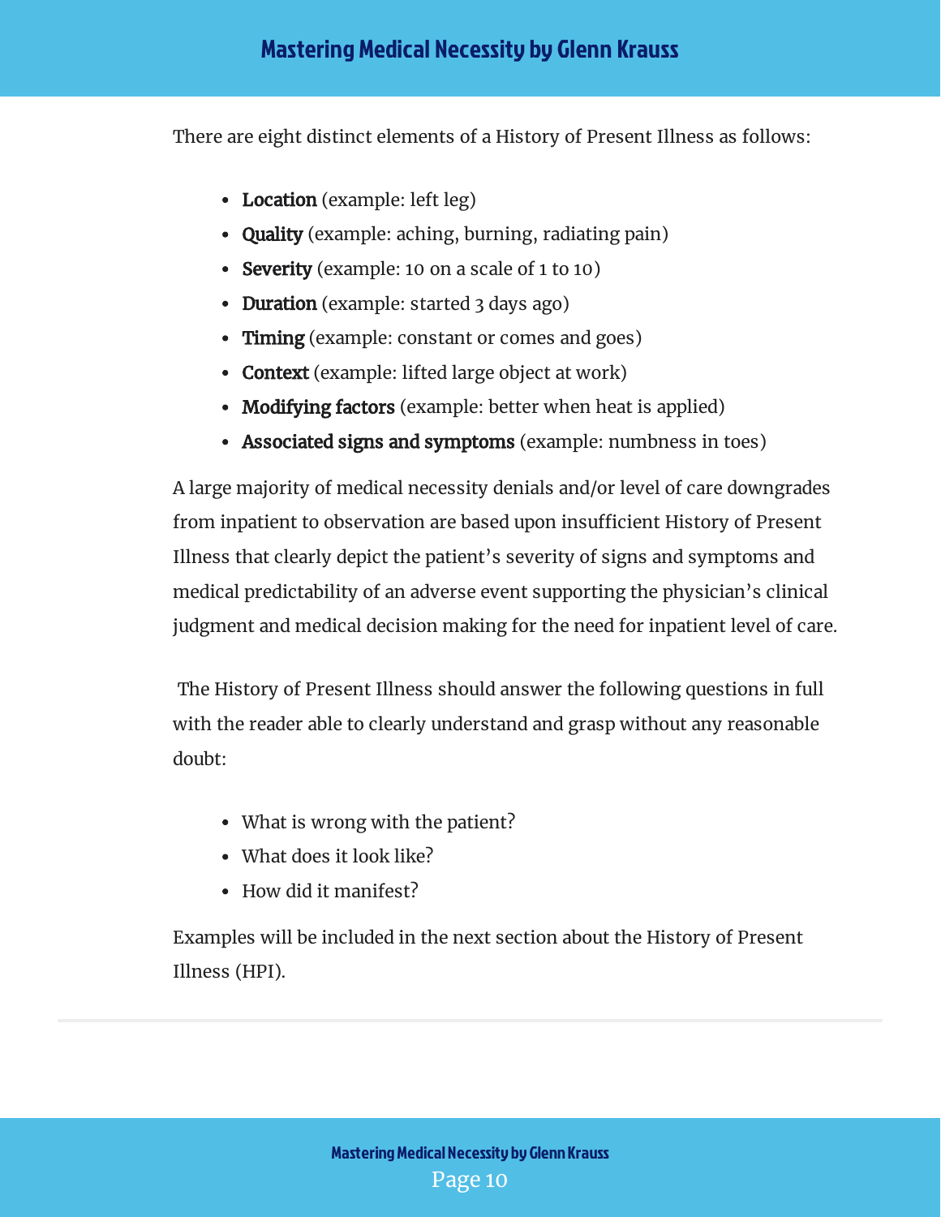There are eight distinct elements of a History of Present Illness as follows:

- **Location** (example: left leg)
- **Quality** (example: aching, burning, radiating pain)
- **Severity** (example: 10 on a scale of 1 to 10)
- **Duration** (example: started 3 days ago)
- **Timing** (example: constant or comes and goes)
- **Context** (example: lifted large object at work)
- **Modifying factors** (example: better when heat is applied)
- **Associated signs and symptoms** (example: numbness in toes)

A large majority of medical necessity denials and/or level of care downgrades from inpatient to observation are based upon insufficient History of Present Illness that clearly depict the patient's severity of signs and symptoms and medical predictability of an adverse event supporting the physician's clinical judgment and medical decision making for the need for inpatient level of care.

The History of Present Illness should answer the following questions in full with the reader able to clearly understand and grasp without any reasonable doubt:

- What is wrong with the patient?
- What does it look like?
- How did it manifest?

Examples will be included in the next section about the History of Present Illness (HPI).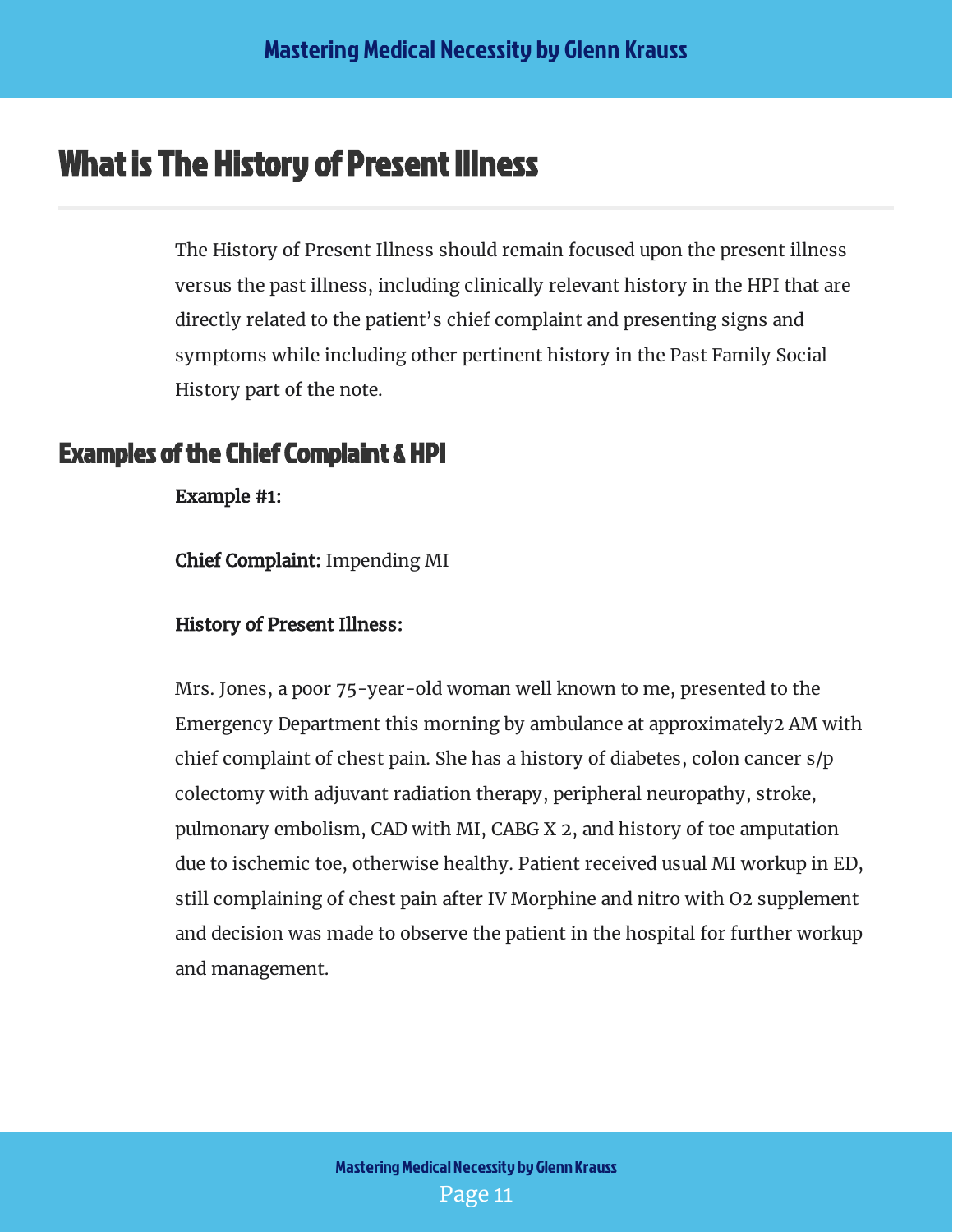# What is The History of Present Illness

The History of Present Illness should remain focused upon the present illness versus the past illness, including clinically relevant history in the HPI that are directly related to the patient's chief complaint and presenting signs and symptoms while including other pertinent history in the Past Family Social History part of the note.

## Examples of the Chief Complaint & HPI

**Example #1:**

**Chief Complaint:** Impending MI

**History of Present Illness:**

Mrs. Jones, a poor 75-year-old woman well known to me, presented to the Emergency Department this morning by ambulance at approximately2 AM with chief complaint of chest pain. She has a history of diabetes, colon cancer s/p colectomy with adjuvant radiation therapy, peripheral neuropathy, stroke, pulmonary embolism, CAD with MI, CABG X 2, and history of toe amputation due to ischemic toe, otherwise healthy. Patient received usual MI workup in ED, still complaining of chest pain after IV Morphine and nitro with O2 supplement and decision was made to observe the patient in the hospital for further workup and management.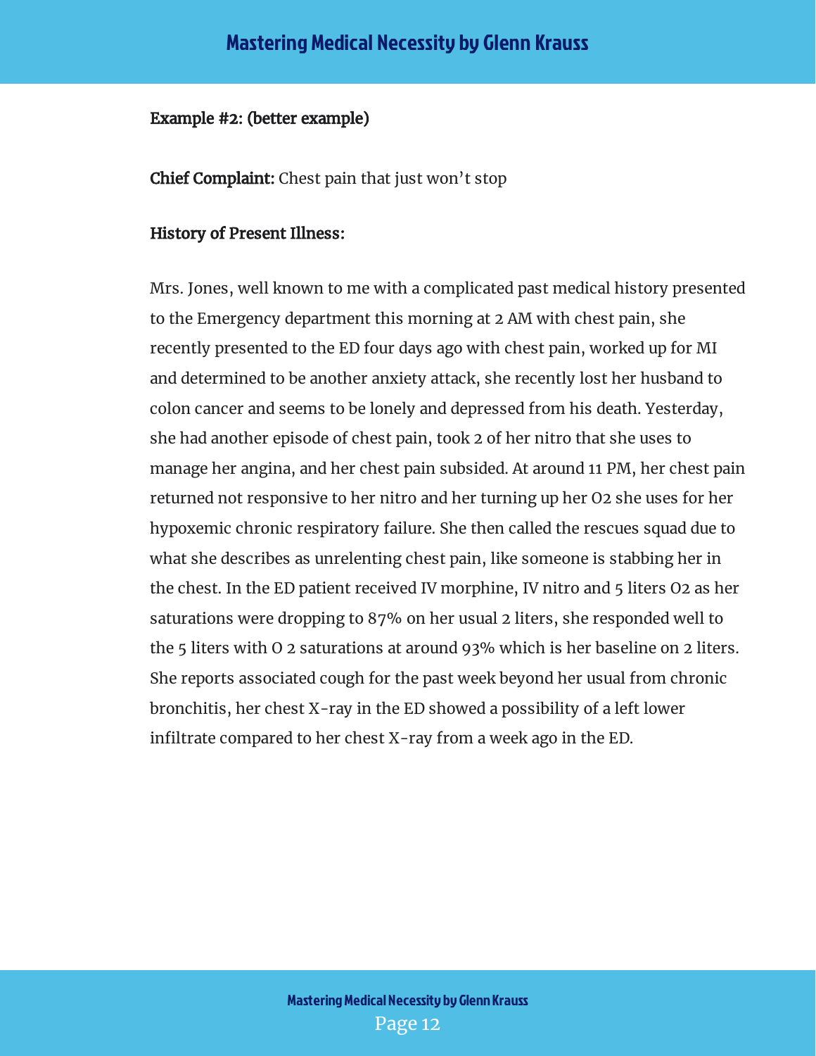**Example #2: (better example)**

**Chief Complaint:** Chest pain that just won't stop

**History of Present Illness:**

Mrs. Jones, well known to me with a complicated past medical history presented to the Emergency department this morning at 2 AM with chest pain, she recently presented to the ED four days ago with chest pain, worked up for MI and determined to be another anxiety attack, she recently lost her husband to colon cancer and seems to be lonely and depressed from his death. Yesterday, she had another episode of chest pain, took 2 of her nitro that she uses to manage her angina, and her chest pain subsided. At around 11 PM, her chest pain returned not responsive to her nitro and her turning up her O2 she uses for her hypoxemic chronic respiratory failure. She then called the rescues squad due to what she describes as unrelenting chest pain, like someone is stabbing her in the chest. In the ED patient received IV morphine, IV nitro and 5 liters O2 as her saturations were dropping to 87% on her usual 2 liters, she responded well to the 5 liters with O 2 saturations at around 93% which is her baseline on 2 liters. She reports associated cough for the past week beyond her usual from chronic bronchitis, her chest X-ray in the ED showed a possibility of a left lower infiltrate compared to her chest X-ray from a week ago in the ED.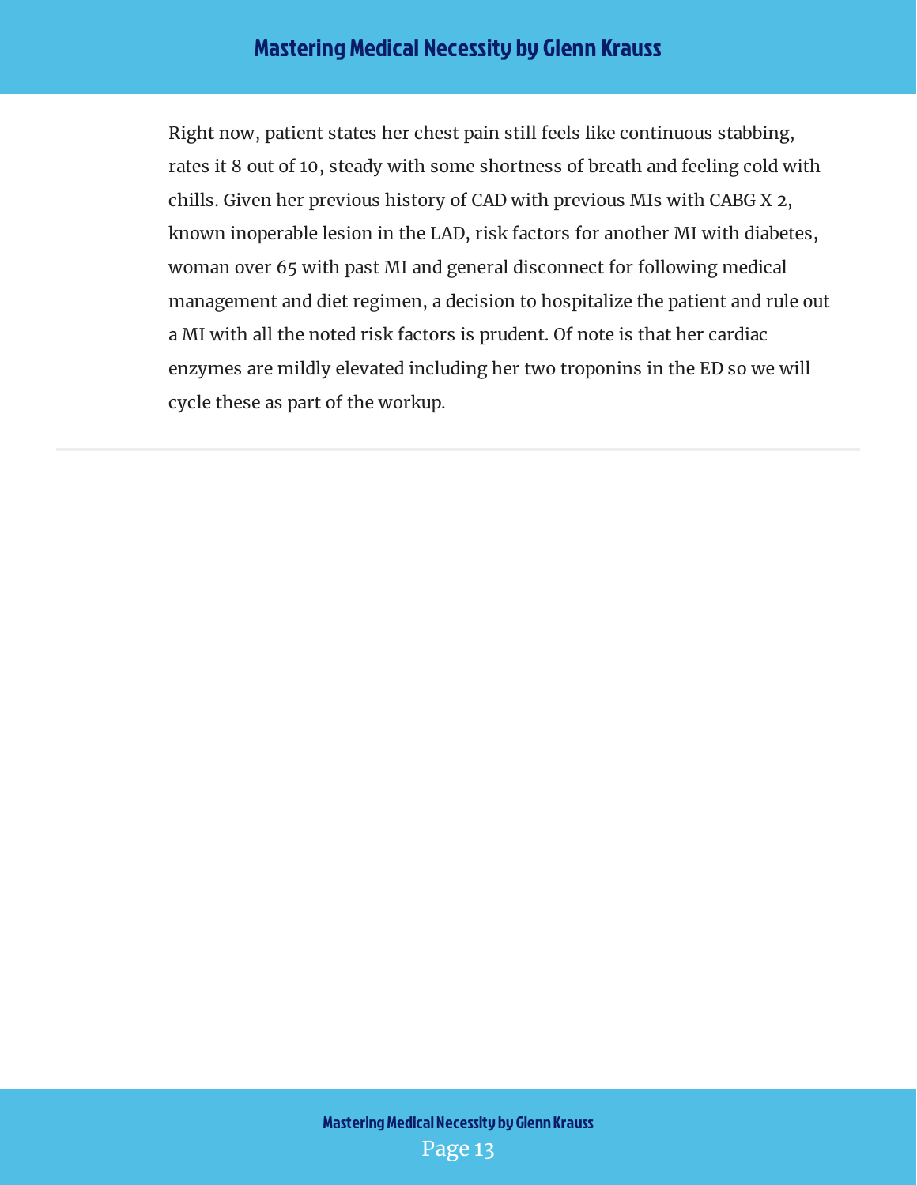Right now, patient states her chest pain still feels like continuous stabbing, rates it 8 out of 10, steady with some shortness of breath and feeling cold with chills. Given her previous history of CAD with previous MIs with CABG X 2, known inoperable lesion in the LAD, risk factors for another MI with diabetes, woman over 65 with past MI and general disconnect for following medical management and diet regimen, a decision to hospitalize the patient and rule out a MI with all the noted risk factors is prudent. Of note is that her cardiac enzymes are mildly elevated including her two troponins in the ED so we will cycle these as part of the workup.

---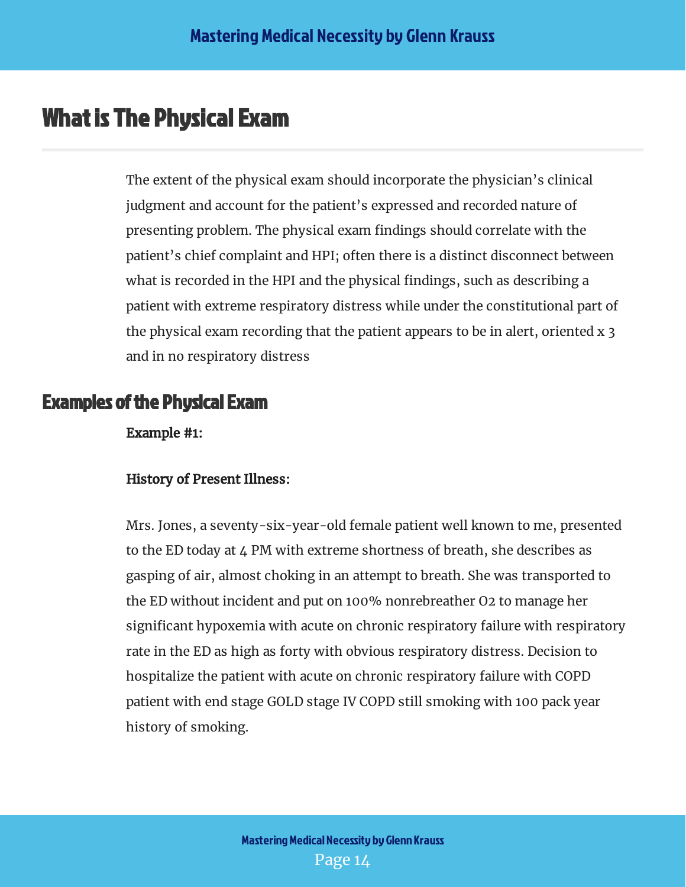# What is The Physical Exam

The extent of the physical exam should incorporate the physician's clinical judgment and account for the patient's expressed and recorded nature of presenting problem. The physical exam findings should correlate with the patient's chief complaint and HPI; often there is a distinct disconnect between what is recorded in the HPI and the physical findings, such as describing a patient with extreme respiratory distress while under the constitutional part of the physical exam recording that the patient appears to be in alert, oriented x 3 and in no respiratory distress

## Examples of the Physical Exam

**Example #1:**

**History of Present Illness:**

Mrs. Jones, a seventy-six-year-old female patient well known to me, presented to the ED today at 4 PM with extreme shortness of breath, she describes as gasping of air, almost choking in an attempt to breath. She was transported to the ED without incident and put on 100% nonrebreather O2 to manage her significant hypoxemia with acute on chronic respiratory failure with respiratory rate in the ED as high as forty with obvious respiratory distress. Decision to hospitalize the patient with acute on chronic respiratory failure with COPD patient with end stage GOLD stage IV COPD still smoking with 100 pack year history of smoking.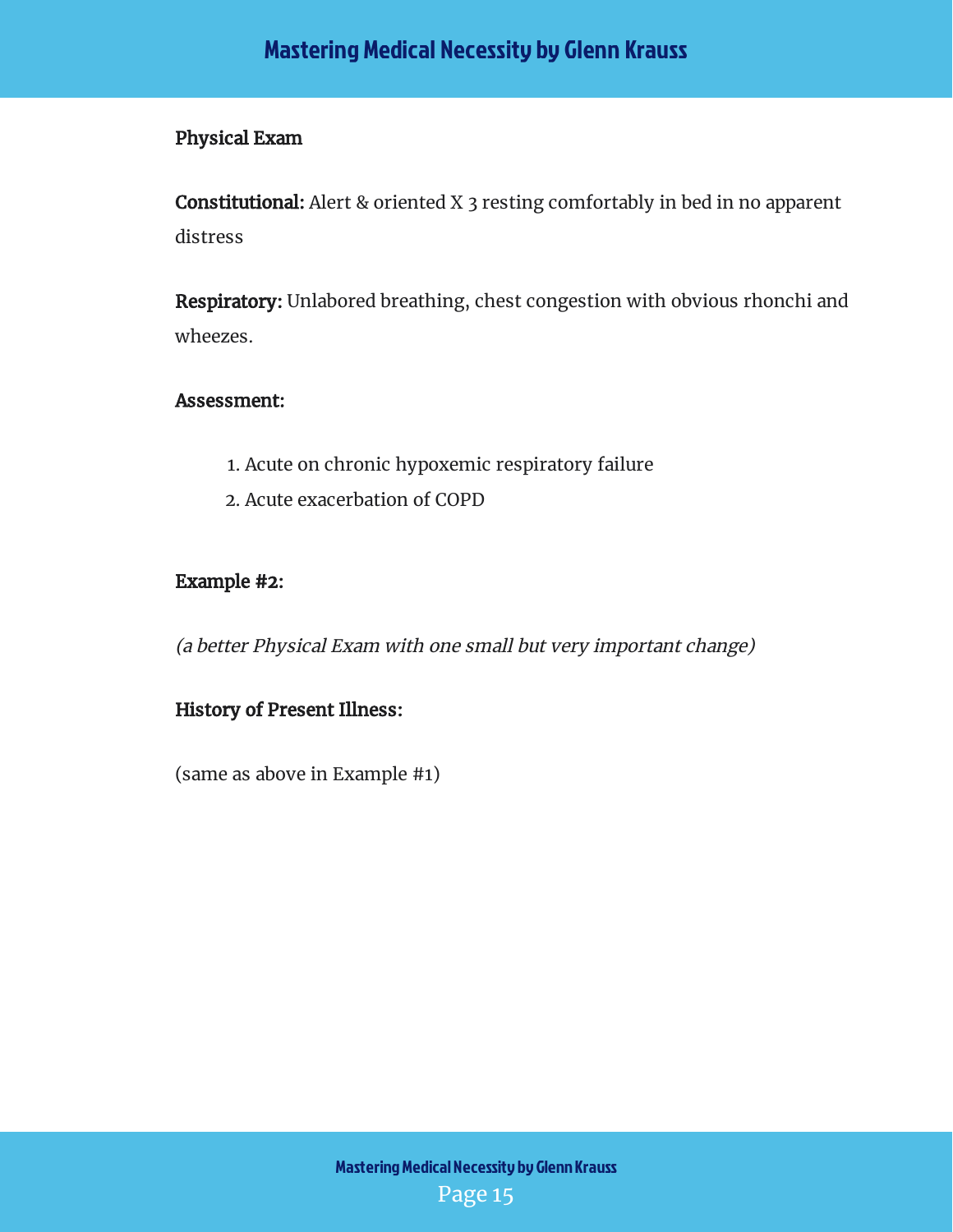**Physical Exam**

**Constitutional:** Alert & oriented X 3 resting comfortably in bed in no apparent distress

**Respiratory:** Unlabored breathing, chest congestion with obvious rhonchi and wheezes.

**Assessment:**

1. Acute on chronic hypoxemic respiratory failure
2. Acute exacerbation of COPD

**Example #2:**

*(a better Physical Exam with one small but very important change)*

**History of Present Illness:**

(same as above in Example #1)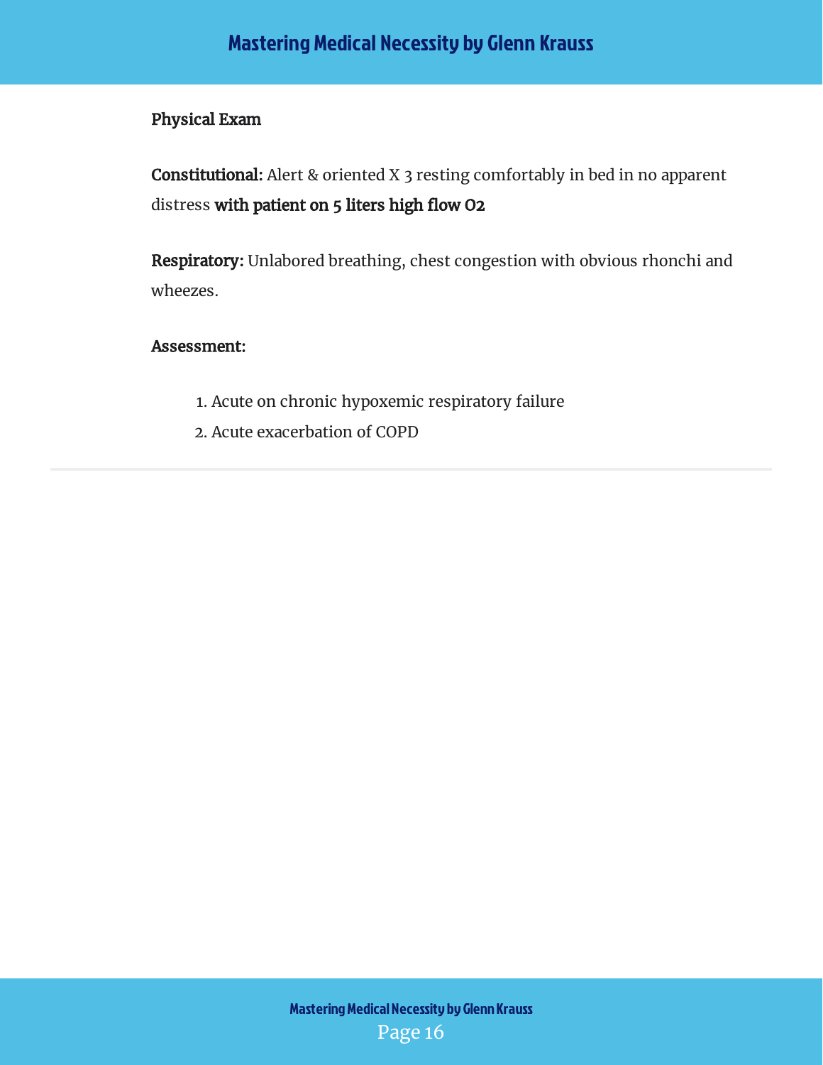**Physical Exam**

**Constitutional:** Alert & oriented X 3 resting comfortably in bed in no apparent distress **with patient on 5 liters high flow O2**

**Respiratory:** Unlabored breathing, chest congestion with obvious rhonchi and wheezes.

**Assessment:**

1. Acute on chronic hypoxemic respiratory failure
2. Acute exacerbation of COPD

---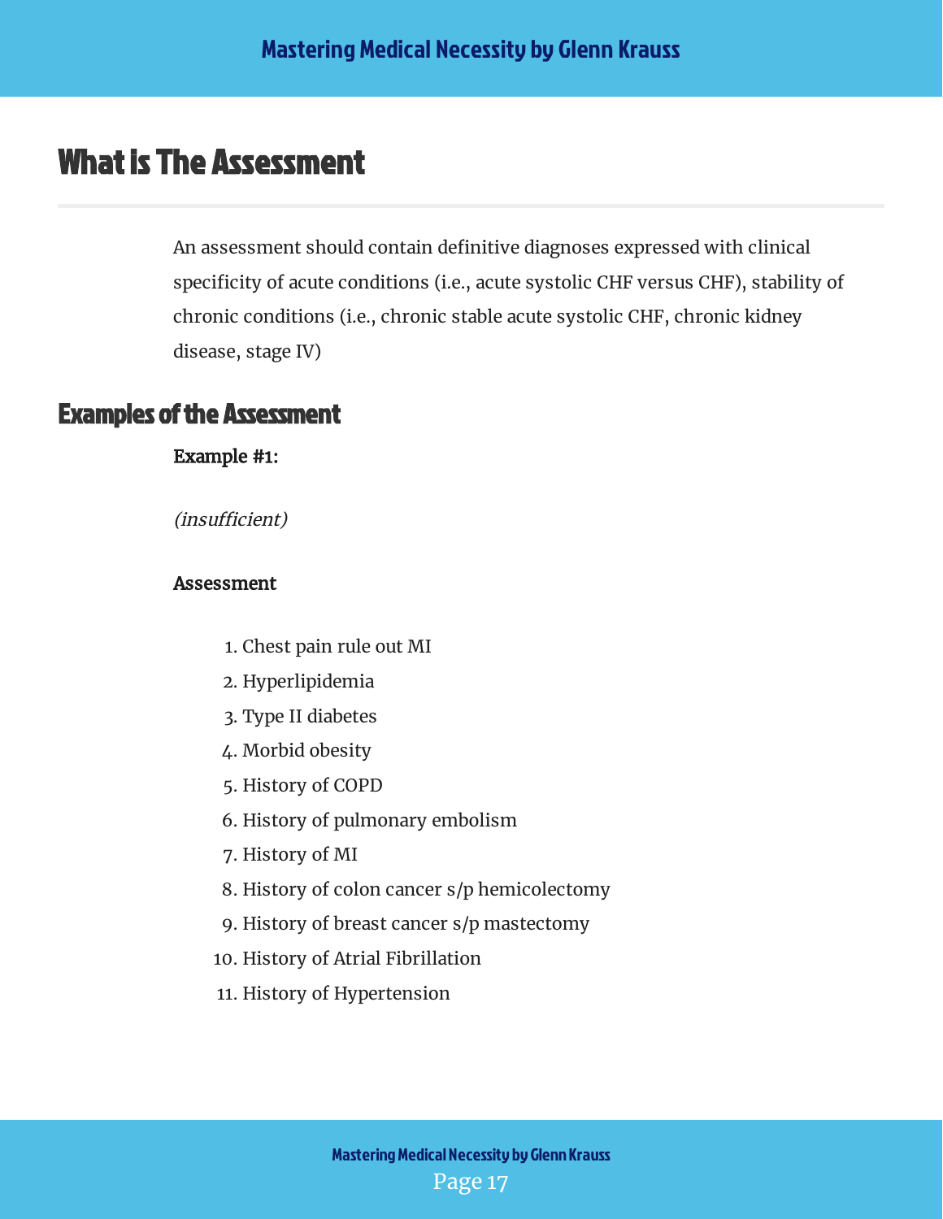# What is The Assessment

An assessment should contain definitive diagnoses expressed with clinical specificity of acute conditions (i.e., acute systolic CHF versus CHF), stability of chronic conditions (i.e., chronic stable acute systolic CHF, chronic kidney disease, stage IV)

## Examples of the Assessment

**Example #1:**

*(insufficient)*

**Assessment**

1. Chest pain rule out MI
2. Hyperlipidemia
3. Type II diabetes
4. Morbid obesity
5. History of COPD
6. History of pulmonary embolism
7. History of MI
8. History of colon cancer s/p hemicolectomy
9. History of breast cancer s/p mastectomy
10. History of Atrial Fibrillation
11. History of Hypertension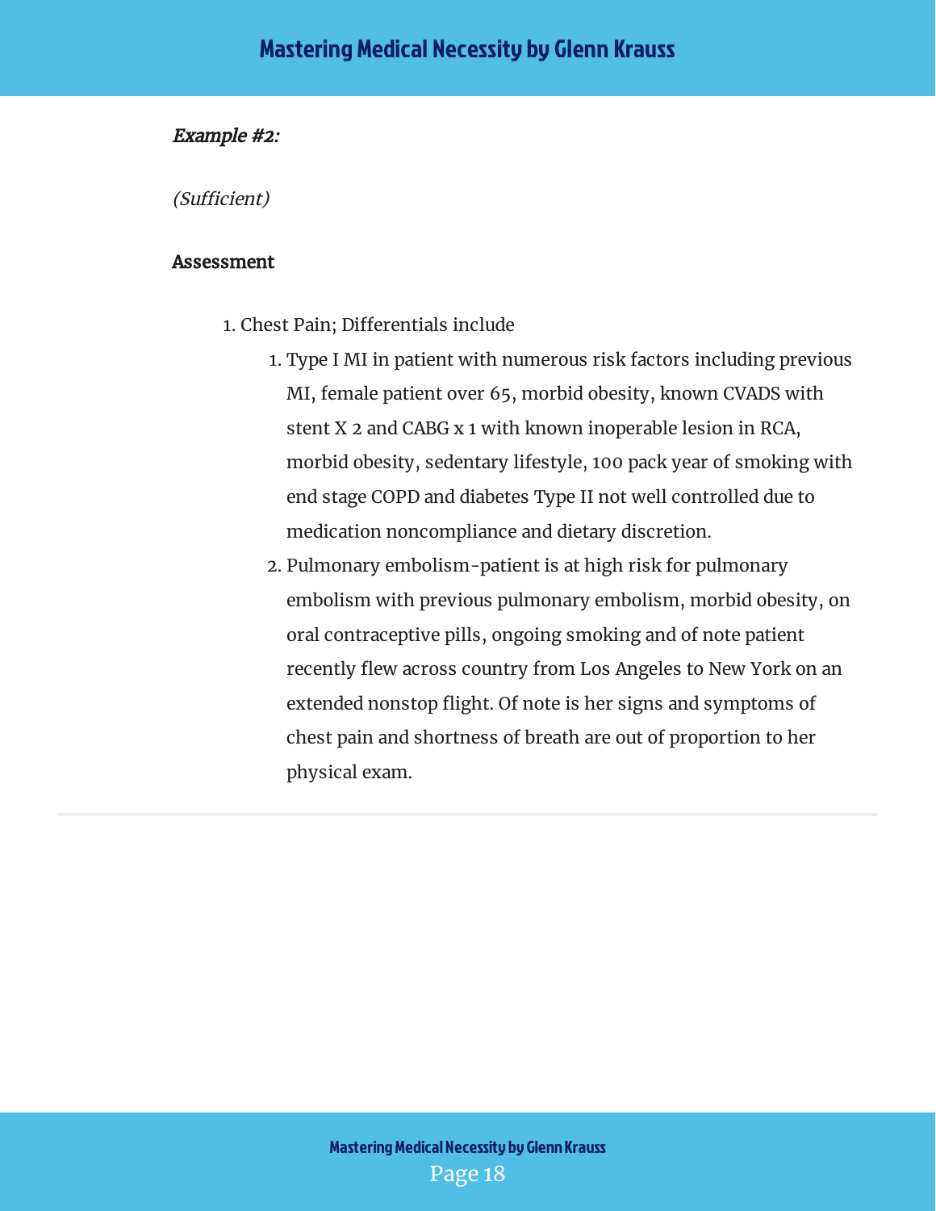*Example #2:*

*(Sufficient)*

**Assessment**

1. Chest Pain; Differentials include
    1. Type I MI in patient with numerous risk factors including previous MI, female patient over 65, morbid obesity, known CVADS with stent X 2 and CABG x 1 with known inoperable lesion in RCA, morbid obesity, sedentary lifestyle, 100 pack year of smoking with end stage COPD and diabetes Type II not well controlled due to medication noncompliance and dietary discretion.
    2. Pulmonary embolism-patient is at high risk for pulmonary embolism with previous pulmonary embolism, morbid obesity, on oral contraceptive pills, ongoing smoking and of note patient recently flew across country from Los Angeles to New York on an extended nonstop flight. Of note is her signs and symptoms of chest pain and shortness of breath are out of proportion to her physical exam.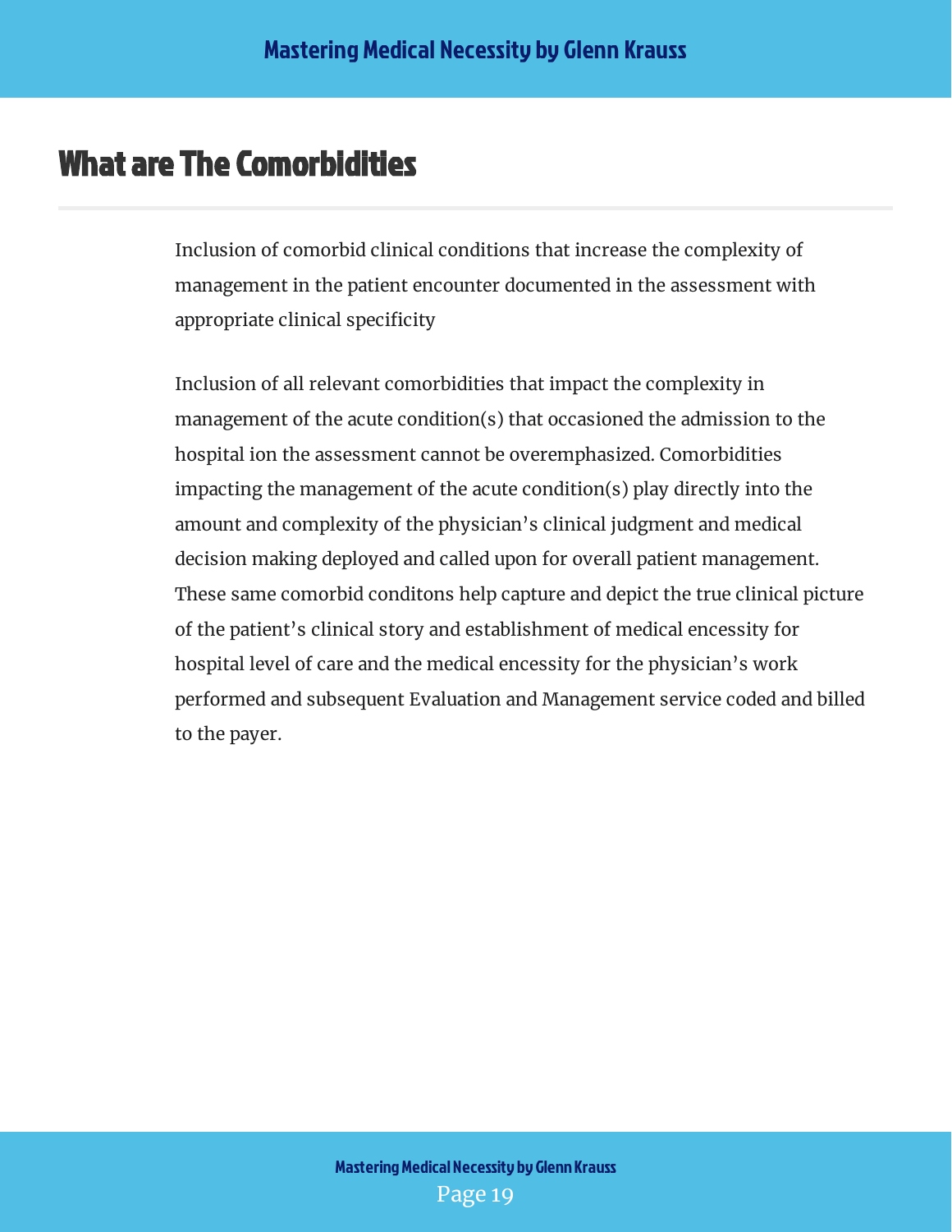# What are The Comorbidities

Inclusion of comorbid clinical conditions that increase the complexity of management in the patient encounter documented in the assessment with appropriate clinical specificity

Inclusion of all relevant comorbidities that impact the complexity in management of the acute condition(s) that occasioned the admission to the hospital ion the assessment cannot be overemphasized. Comorbidities impacting the management of the acute condition(s) play directly into the amount and complexity of the physician's clinical judgment and medical decision making deployed and called upon for overall patient management. These same comorbid conditons help capture and depict the true clinical picture of the patient's clinical story and establishment of medical encessity for hospital level of care and the medical encessity for the physician's work performed and subsequent Evaluation and Management service coded and billed to the payer.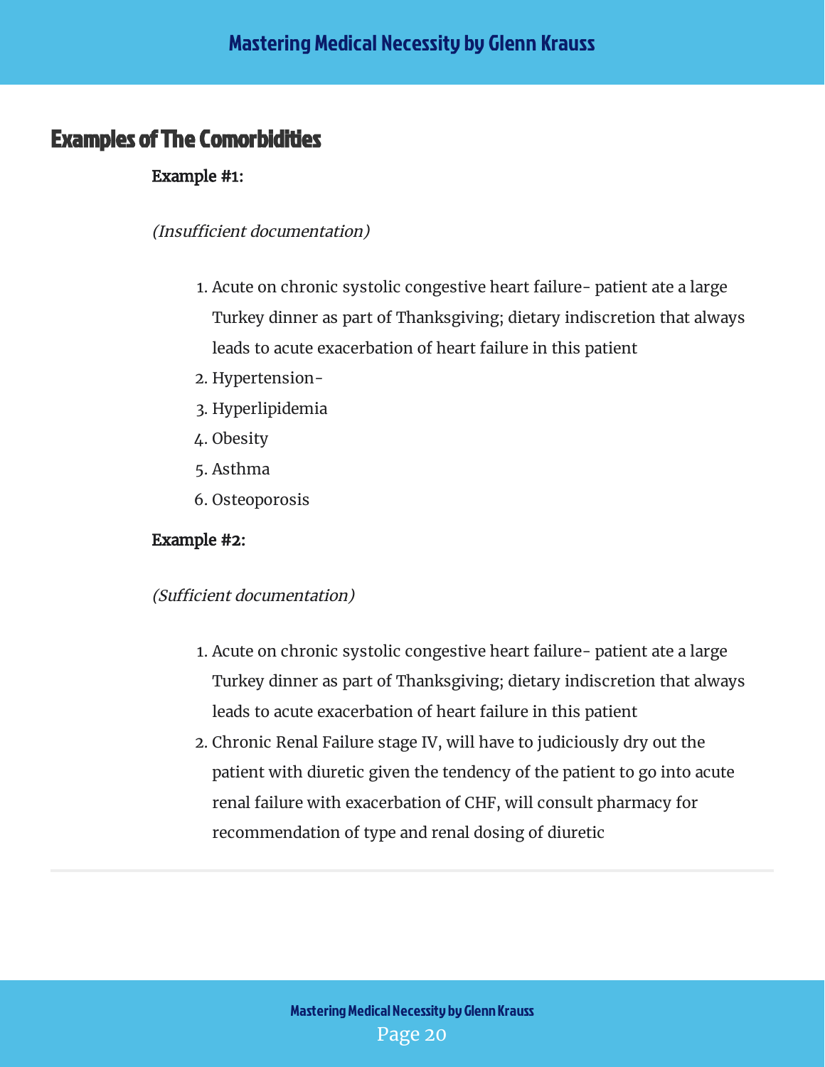## Examples of The Comorbidities

**Example #1:**

*(Insufficient documentation)*

1. Acute on chronic systolic congestive heart failure- patient ate a large Turkey dinner as part of Thanksgiving; dietary indiscretion that always leads to acute exacerbation of heart failure in this patient
2. Hypertension-
3. Hyperlipidemia
4. Obesity
5. Asthma
6. Osteoporosis

**Example #2:**

*(Sufficient documentation)*

1. Acute on chronic systolic congestive heart failure- patient ate a large Turkey dinner as part of Thanksgiving; dietary indiscretion that always leads to acute exacerbation of heart failure in this patient
2. Chronic Renal Failure stage IV, will have to judiciously dry out the patient with diuretic given the tendency of the patient to go into acute renal failure with exacerbation of CHF, will consult pharmacy for recommendation of type and renal dosing of diuretic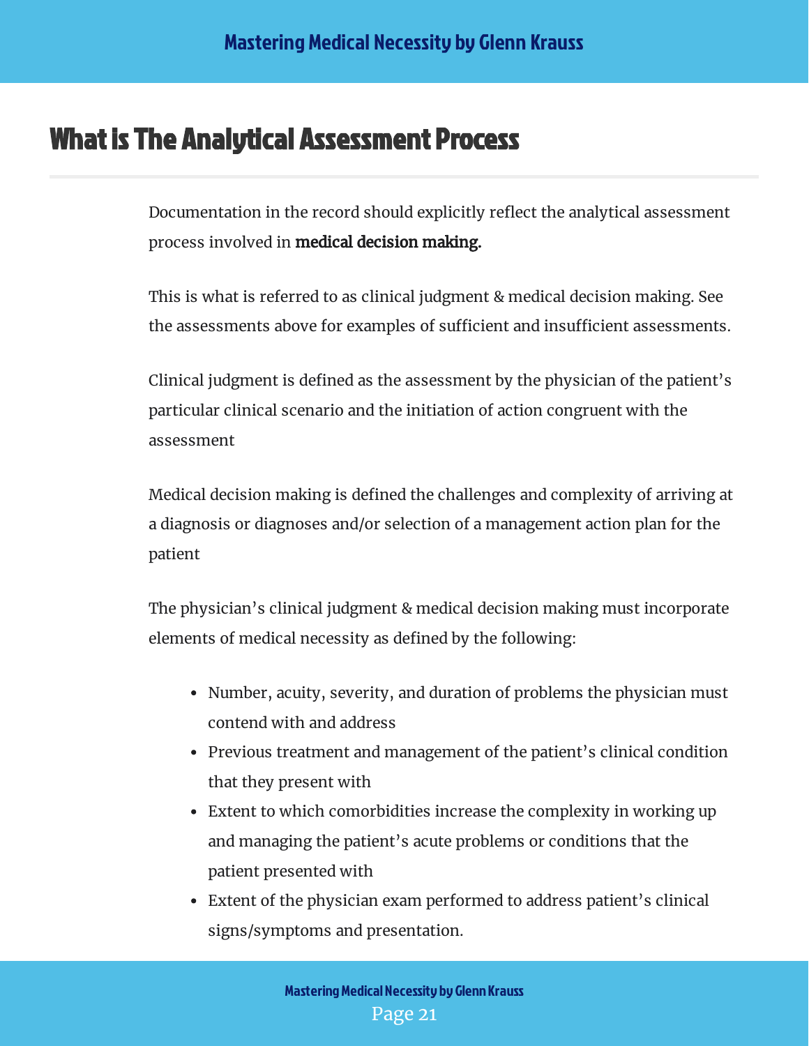# What is The Analytical Assessment Process

Documentation in the record should explicitly reflect the analytical assessment process involved in **medical decision making.**

This is what is referred to as clinical judgment & medical decision making. See the assessments above for examples of sufficient and insufficient assessments.

Clinical judgment is defined as the assessment by the physician of the patient's particular clinical scenario and the initiation of action congruent with the assessment

Medical decision making is defined the challenges and complexity of arriving at a diagnosis or diagnoses and/or selection of a management action plan for the patient

The physician's clinical judgment & medical decision making must incorporate elements of medical necessity as defined by the following:

- Number, acuity, severity, and duration of problems the physician must contend with and address
- Previous treatment and management of the patient's clinical condition that they present with
- Extent to which comorbidities increase the complexity in working up and managing the patient's acute problems or conditions that the patient presented with
- Extent of the physician exam performed to address patient's clinical signs/symptoms and presentation.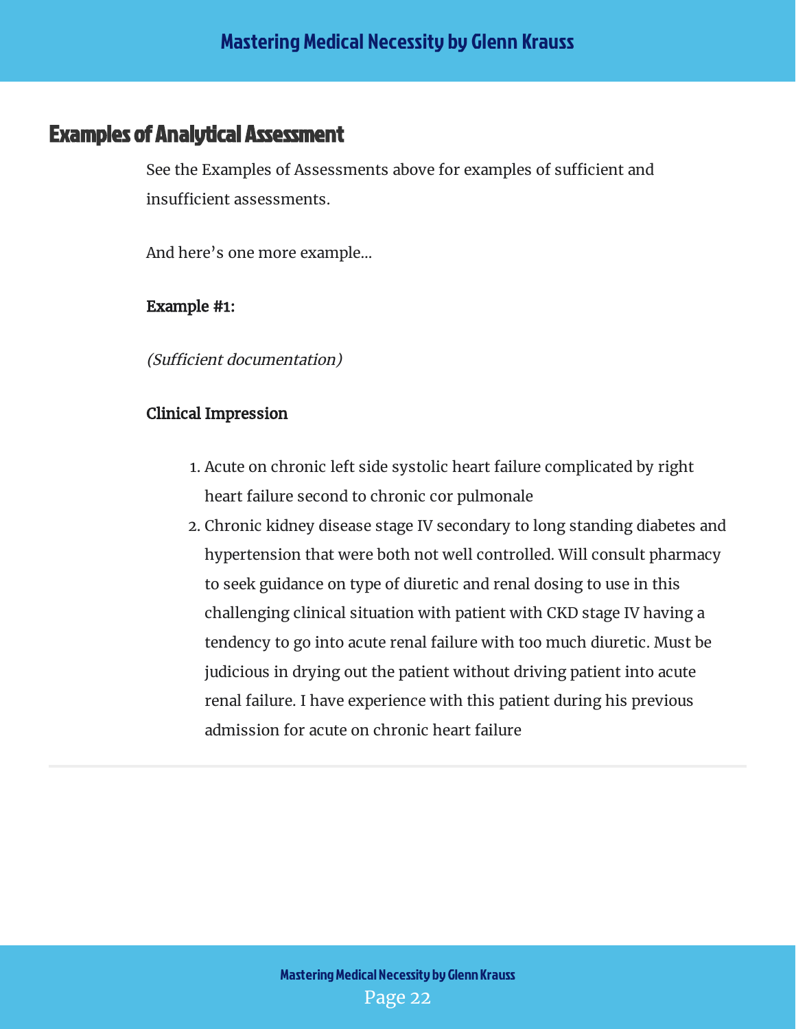## Examples of Analytical Assessment

See the Examples of Assessments above for examples of sufficient and insufficient assessments.

And here's one more example...

**Example #1:**

*(Sufficient documentation)*

**Clinical Impression**

1. Acute on chronic left side systolic heart failure complicated by right heart failure second to chronic cor pulmonale
2. Chronic kidney disease stage IV secondary to long standing diabetes and hypertension that were both not well controlled. Will consult pharmacy to seek guidance on type of diuretic and renal dosing to use in this challenging clinical situation with patient with CKD stage IV having a tendency to go into acute renal failure with too much diuretic. Must be judicious in drying out the patient without driving patient into acute renal failure. I have experience with this patient during his previous admission for acute on chronic heart failure

---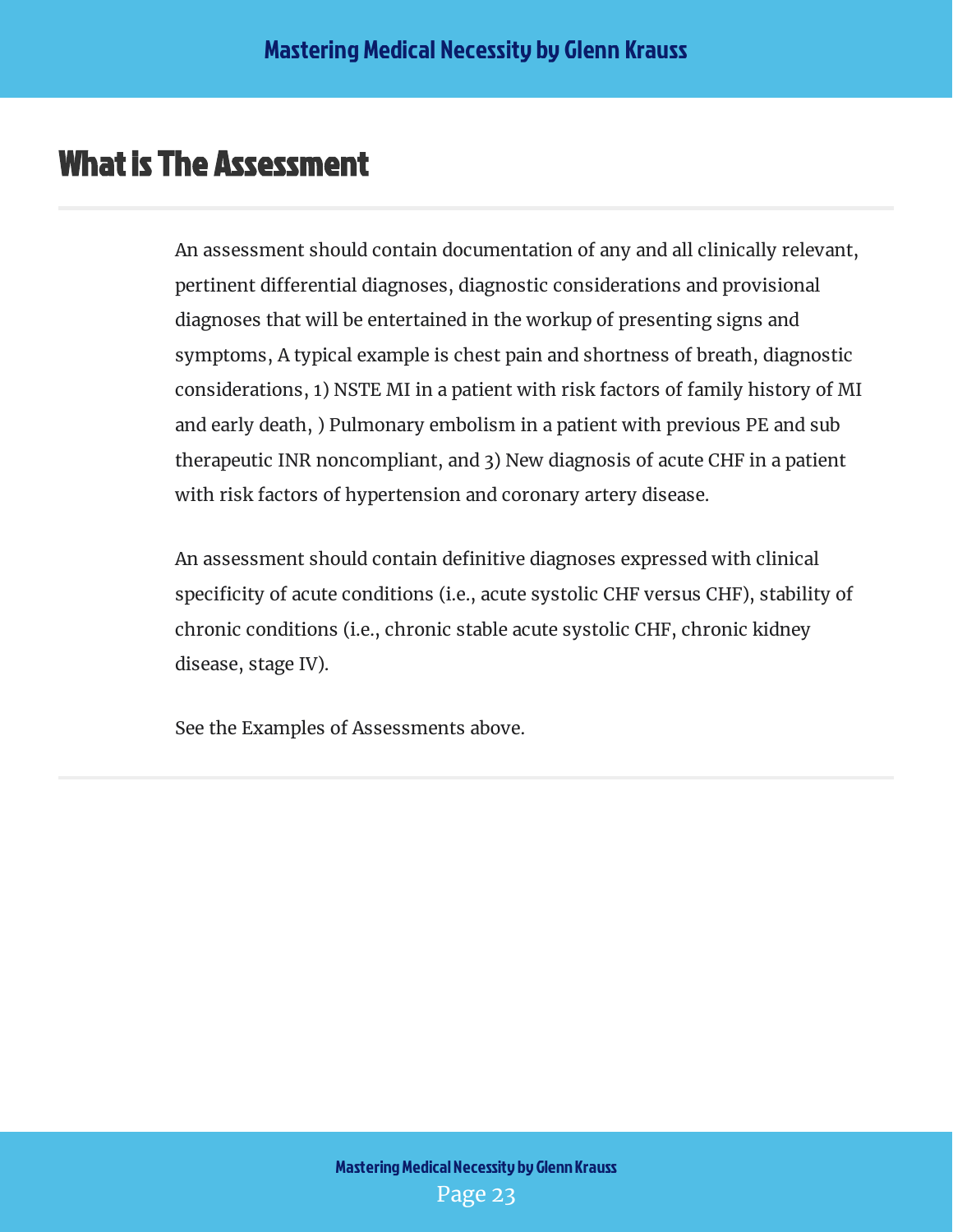# What is The Assessment

An assessment should contain documentation of any and all clinically relevant, pertinent differential diagnoses, diagnostic considerations and provisional diagnoses that will be entertained in the workup of presenting signs and symptoms, A typical example is chest pain and shortness of breath, diagnostic considerations, 1) NSTE MI in a patient with risk factors of family history of MI and early death, ) Pulmonary embolism in a patient with previous PE and sub therapeutic INR noncompliant, and 3) New diagnosis of acute CHF in a patient with risk factors of hypertension and coronary artery disease.

An assessment should contain definitive diagnoses expressed with clinical specificity of acute conditions (i.e., acute systolic CHF versus CHF), stability of chronic conditions (i.e., chronic stable acute systolic CHF, chronic kidney disease, stage IV).

See the Examples of Assessments above.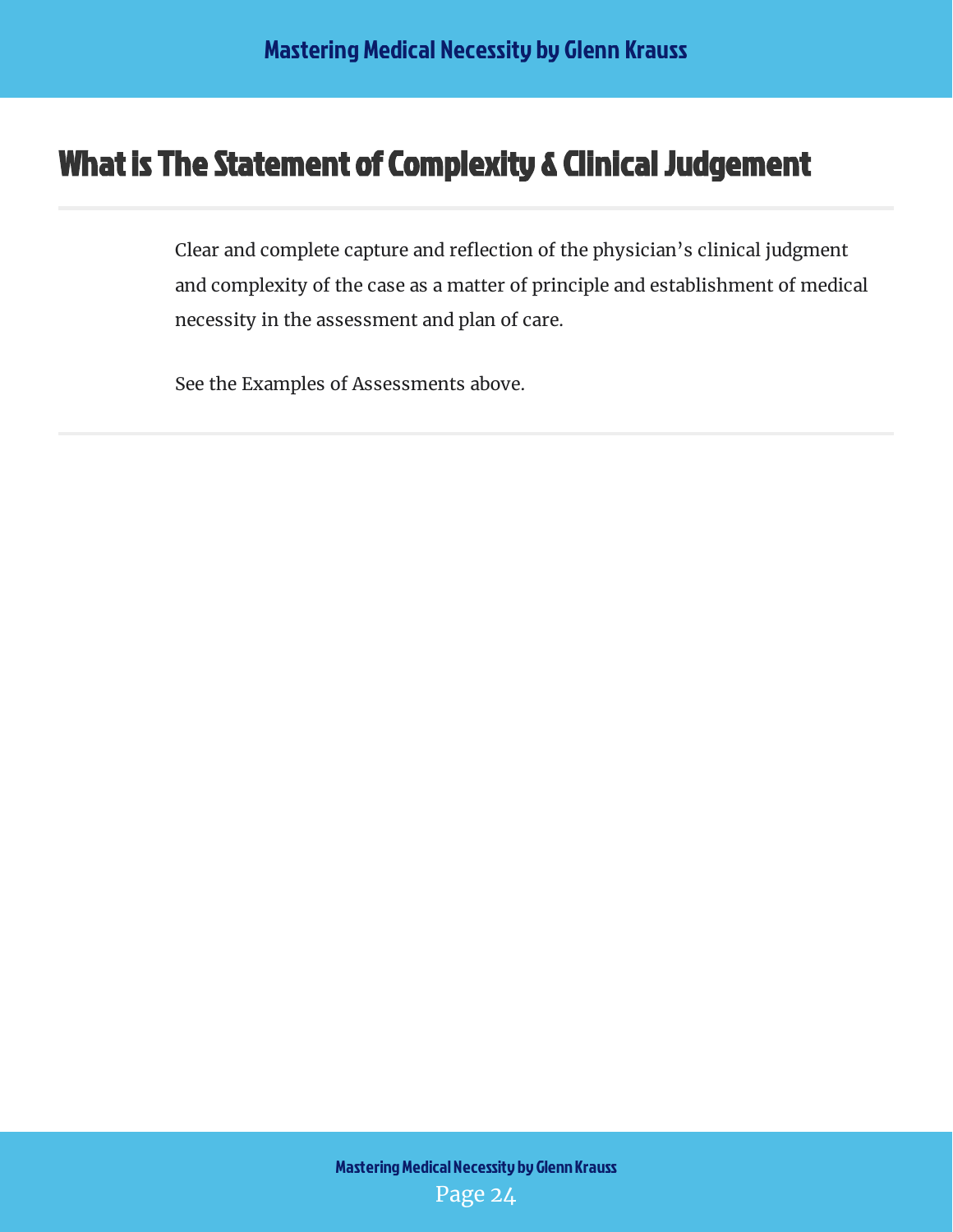# What is The Statement of Complexity & Clinical Judgement

Clear and complete capture and reflection of the physician's clinical judgment and complexity of the case as a matter of principle and establishment of medical necessity in the assessment and plan of care.

See the Examples of Assessments above.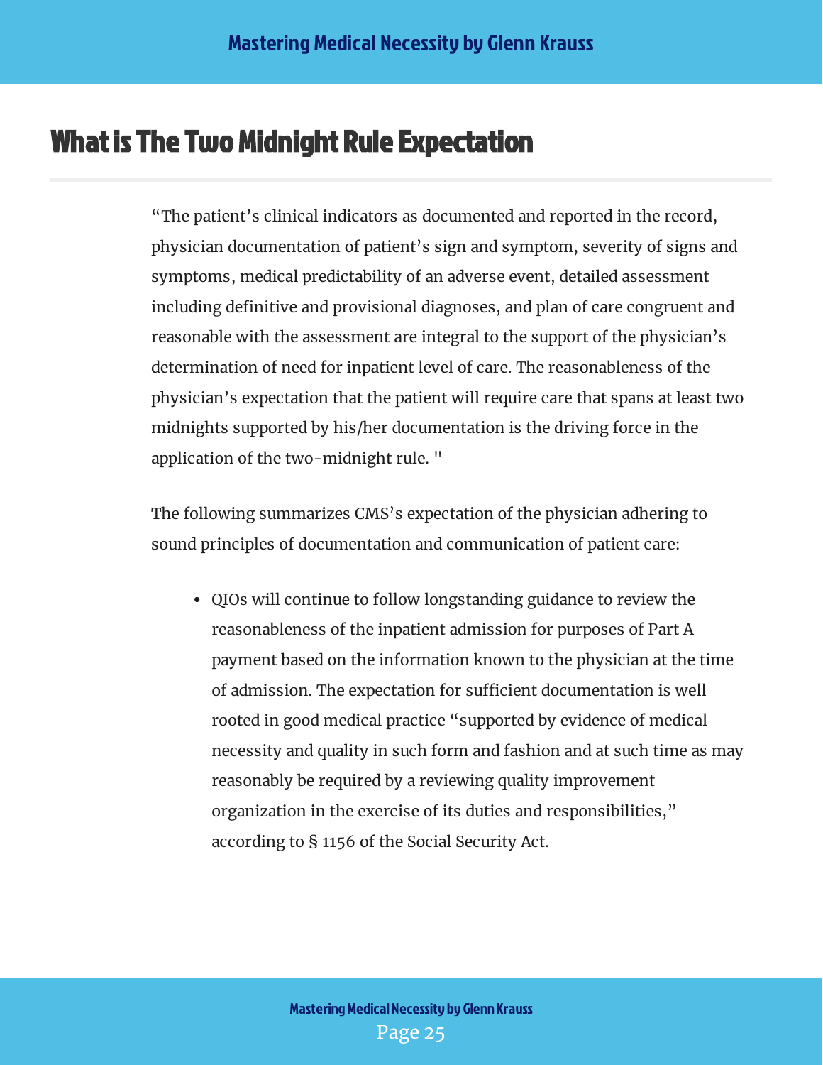# What is The Two Midnight Rule Expectation

"The patient's clinical indicators as documented and reported in the record, physician documentation of patient's sign and symptom, severity of signs and symptoms, medical predictability of an adverse event, detailed assessment including definitive and provisional diagnoses, and plan of care congruent and reasonable with the assessment are integral to the support of the physician's determination of need for inpatient level of care. The reasonableness of the physician's expectation that the patient will require care that spans at least two midnights supported by his/her documentation is the driving force in the application of the two-midnight rule. "

The following summarizes CMS's expectation of the physician adhering to sound principles of documentation and communication of patient care:

- QIOs will continue to follow longstanding guidance to review the reasonableness of the inpatient admission for purposes of Part A payment based on the information known to the physician at the time of admission. The expectation for sufficient documentation is well rooted in good medical practice "supported by evidence of medical necessity and quality in such form and fashion and at such time as may reasonably be required by a reviewing quality improvement organization in the exercise of its duties and responsibilities," according to § 1156 of the Social Security Act.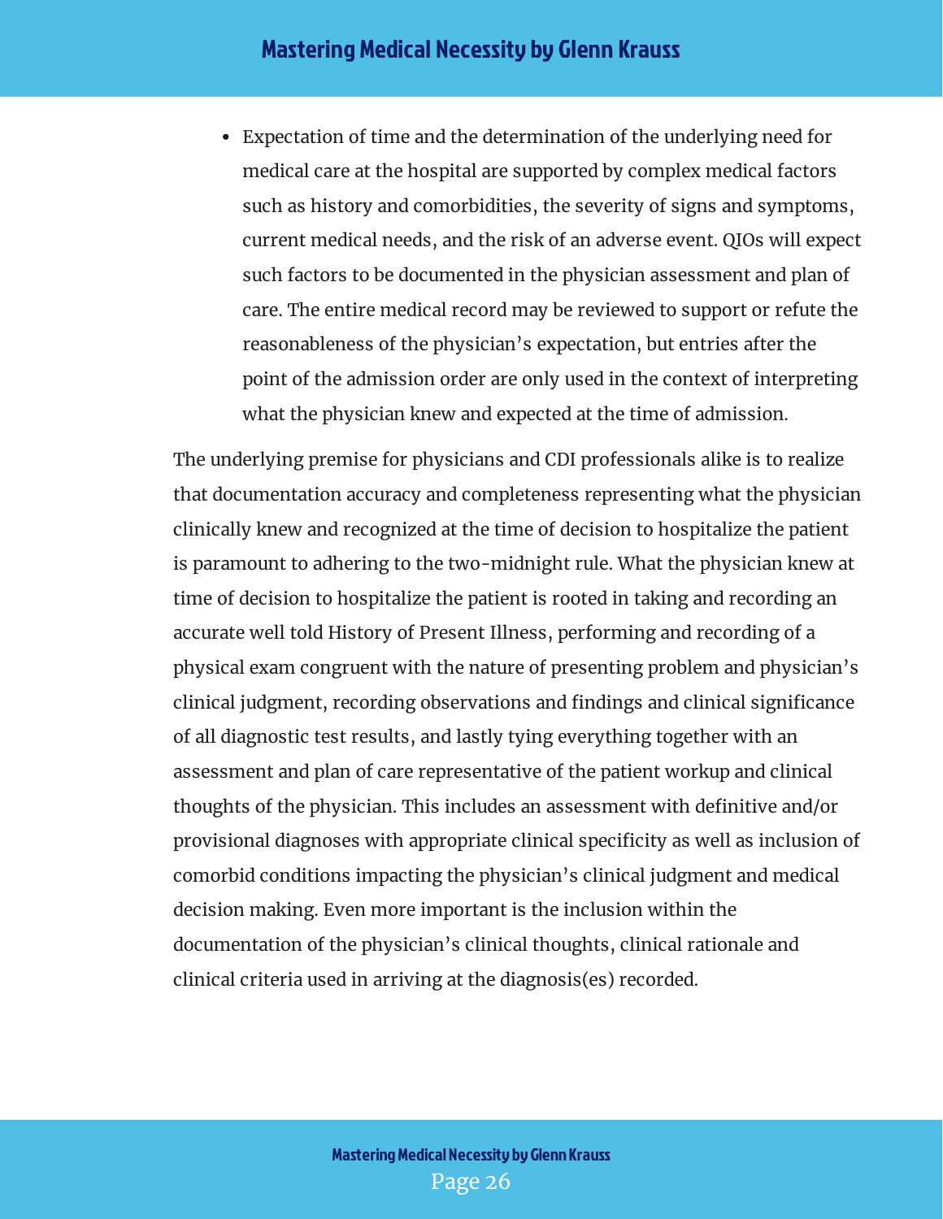- Expectation of time and the determination of the underlying need for medical care at the hospital are supported by complex medical factors such as history and comorbidities, the severity of signs and symptoms, current medical needs, and the risk of an adverse event. QIOs will expect such factors to be documented in the physician assessment and plan of care. The entire medical record may be reviewed to support or refute the reasonableness of the physician's expectation, but entries after the point of the admission order are only used in the context of interpreting what the physician knew and expected at the time of admission.

The underlying premise for physicians and CDI professionals alike is to realize that documentation accuracy and completeness representing what the physician clinically knew and recognized at the time of decision to hospitalize the patient is paramount to adhering to the two-midnight rule. What the physician knew at time of decision to hospitalize the patient is rooted in taking and recording an accurate well told History of Present Illness, performing and recording of a physical exam congruent with the nature of presenting problem and physician's clinical judgment, recording observations and findings and clinical significance of all diagnostic test results, and lastly tying everything together with an assessment and plan of care representative of the patient workup and clinical thoughts of the physician. This includes an assessment with definitive and/or provisional diagnoses with appropriate clinical specificity as well as inclusion of comorbid conditions impacting the physician's clinical judgment and medical decision making. Even more important is the inclusion within the documentation of the physician's clinical thoughts, clinical rationale and clinical criteria used in arriving at the diagnosis(es) recorded.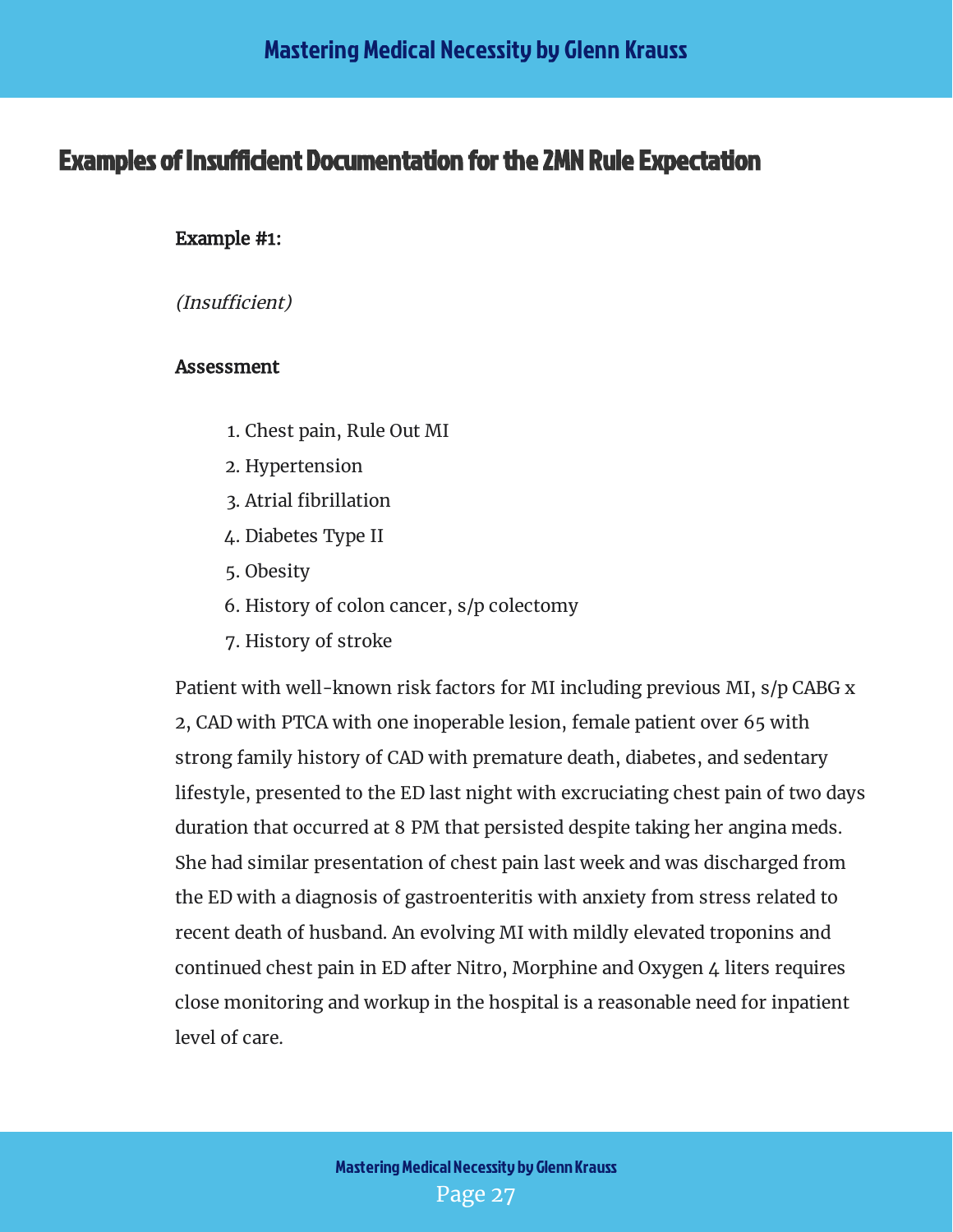## Examples of Insufficient Documentation for the 2MN Rule Expectation

**Example #1:**

*(Insufficient)*

**Assessment**

1. Chest pain, Rule Out MI
2. Hypertension
3. Atrial fibrillation
4. Diabetes Type II
5. Obesity
6. History of colon cancer, s/p colectomy
7. History of stroke

Patient with well-known risk factors for MI including previous MI, s/p CABG x 2, CAD with PTCA with one inoperable lesion, female patient over 65 with strong family history of CAD with premature death, diabetes, and sedentary lifestyle, presented to the ED last night with excruciating chest pain of two days duration that occurred at 8 PM that persisted despite taking her angina meds. She had similar presentation of chest pain last week and was discharged from the ED with a diagnosis of gastroenteritis with anxiety from stress related to recent death of husband. An evolving MI with mildly elevated troponins and continued chest pain in ED after Nitro, Morphine and Oxygen 4 liters requires close monitoring and workup in the hospital is a reasonable need for inpatient level of care.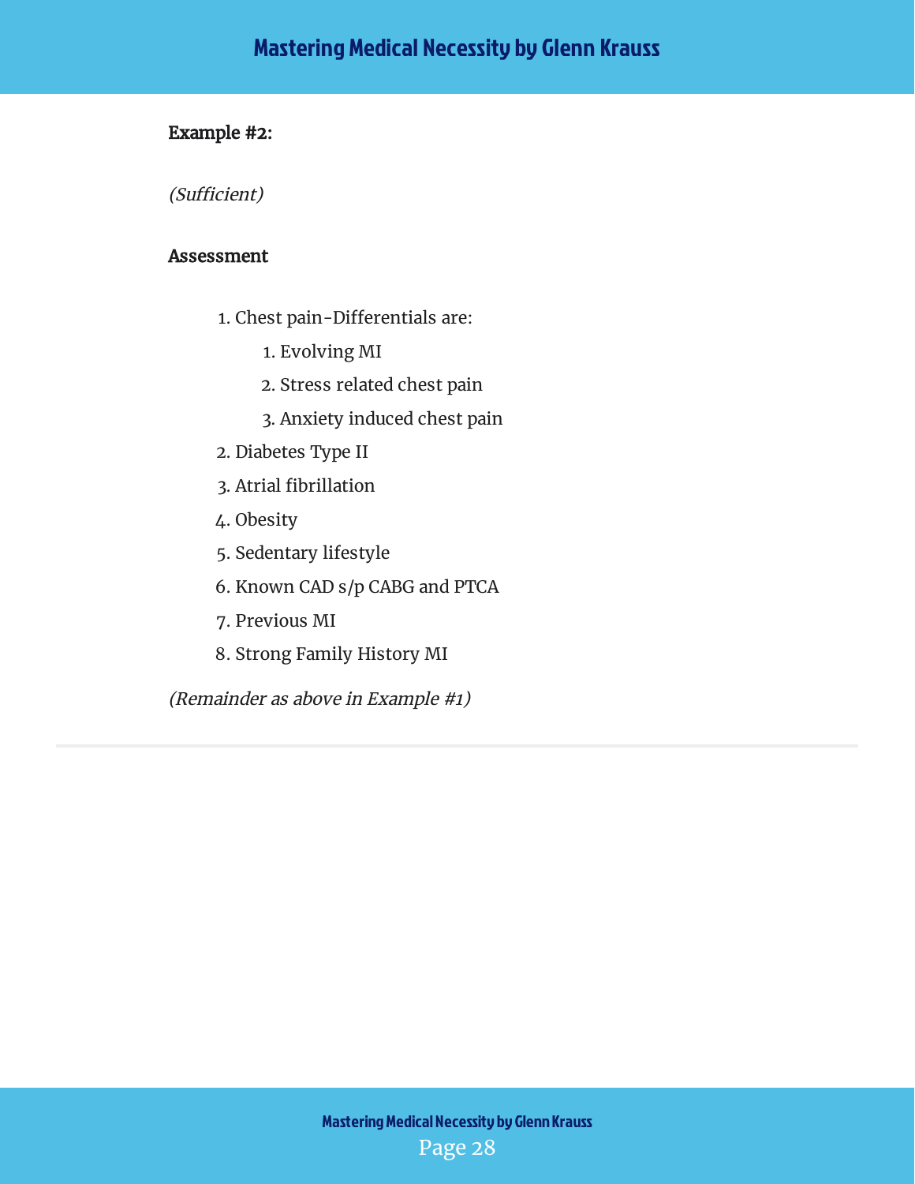**Example #2:**

*(Sufficient)*

**Assessment**

1. Chest pain-Differentials are:
    1. Evolving MI
    2. Stress related chest pain
    3. Anxiety induced chest pain
2. Diabetes Type II
3. Atrial fibrillation
4. Obesity
5. Sedentary lifestyle
6. Known CAD s/p CABG and PTCA
7. Previous MI
8. Strong Family History MI

*(Remainder as above in Example #1)*

---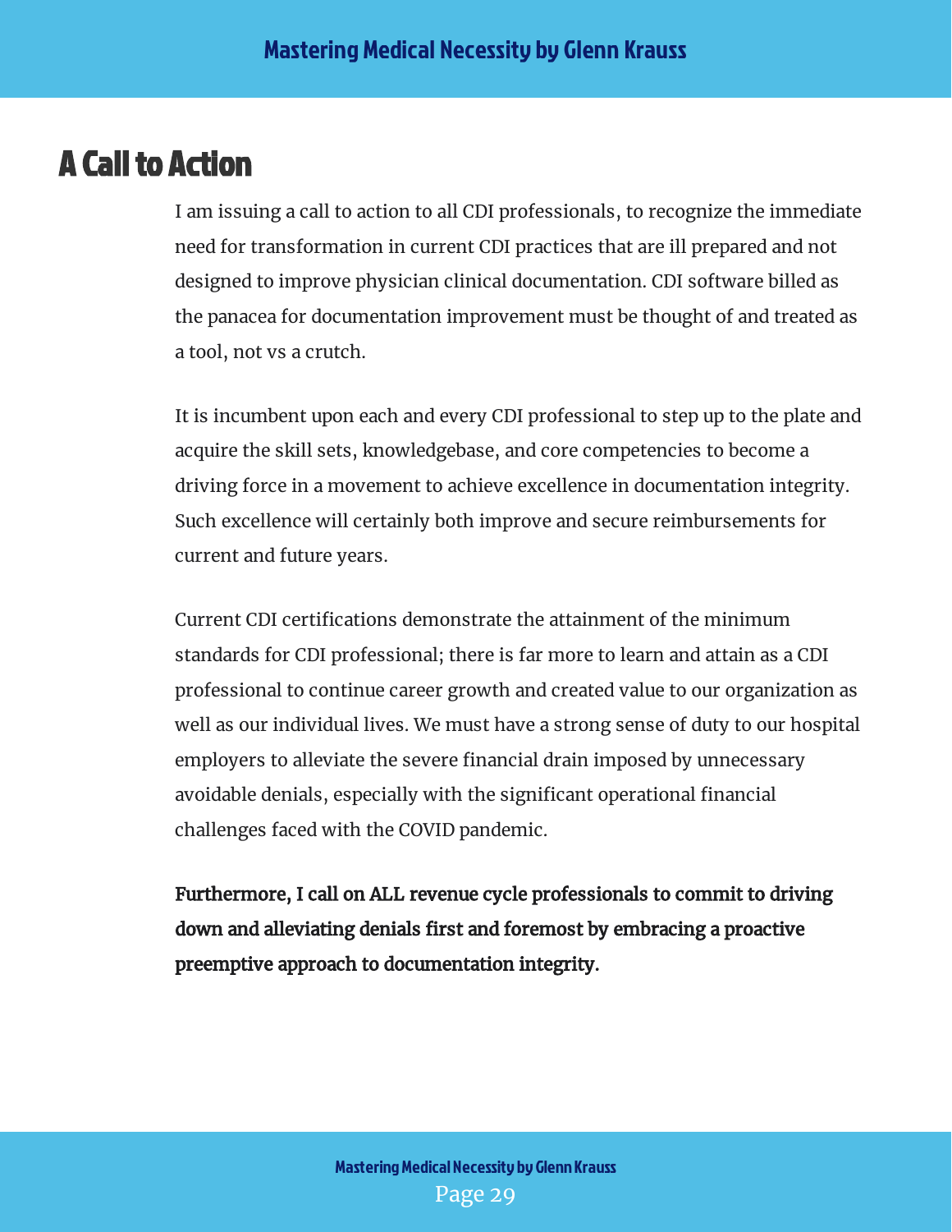## A Call to Action

I am issuing a call to action to all CDI professionals, to recognize the immediate need for transformation in current CDI practices that are ill prepared and not designed to improve physician clinical documentation. CDI software billed as the panacea for documentation improvement must be thought of and treated as a tool, not vs a crutch.

It is incumbent upon each and every CDI professional to step up to the plate and acquire the skill sets, knowledgebase, and core competencies to become a driving force in a movement to achieve excellence in documentation integrity. Such excellence will certainly both improve and secure reimbursements for current and future years.

Current CDI certifications demonstrate the attainment of the minimum standards for CDI professional; there is far more to learn and attain as a CDI professional to continue career growth and created value to our organization as well as our individual lives. We must have a strong sense of duty to our hospital employers to alleviate the severe financial drain imposed by unnecessary avoidable denials, especially with the significant operational financial challenges faced with the COVID pandemic.

**Furthermore, I call on ALL revenue cycle professionals to commit to driving down and alleviating denials first and foremost by embracing a proactive preemptive approach to documentation integrity.**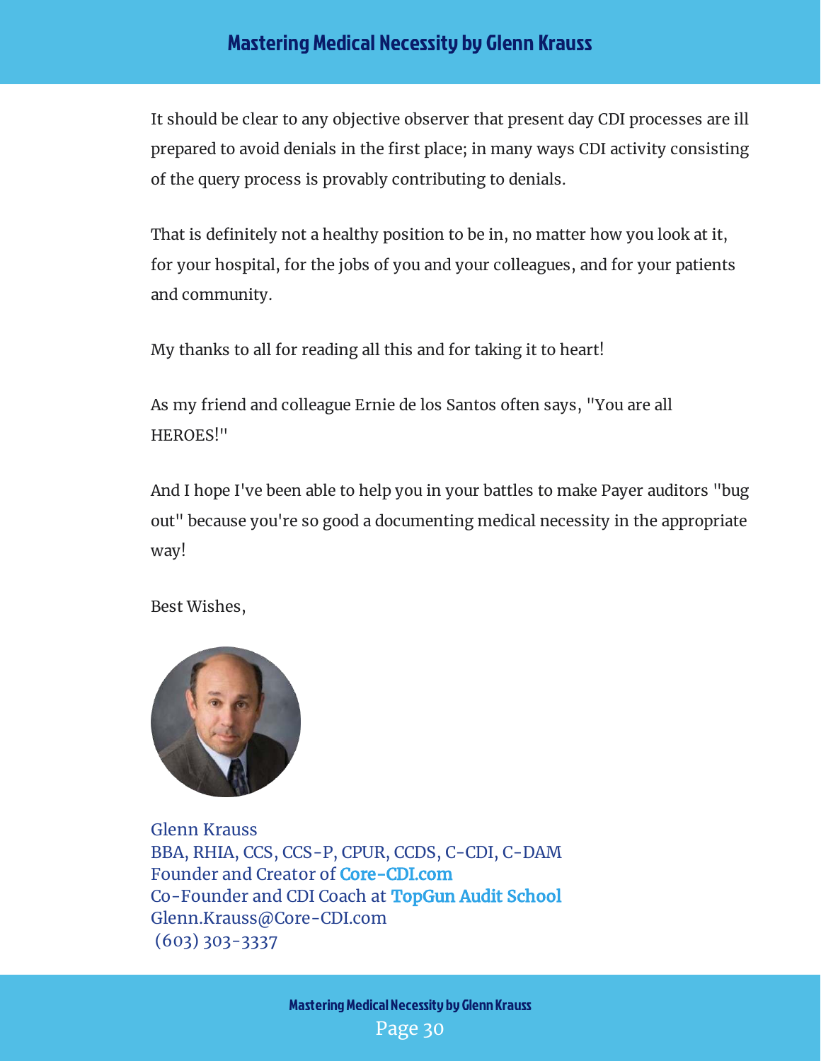It should be clear to any objective observer that present day CDI processes are ill prepared to avoid denials in the first place; in many ways CDI activity consisting of the query process is provably contributing to denials.

That is definitely not a healthy position to be in, no matter how you look at it, for your hospital, for the jobs of you and your colleagues, and for your patients and community.

My thanks to all for reading all this and for taking it to heart!

As my friend and colleague Ernie de los Santos often says, "You are all HEROES!"

And I hope I've been able to help you in your battles to make Payer auditors "bug out" because you're so good a documenting medical necessity in the appropriate way!

Best Wishes,

Glenn Krauss
BBA, RHIA, CCS, CCS-P, CPUR, CCDS, C-CDI, C-DAM
Founder and Creator of **Core-CDI.com**
Co-Founder and CDI Coach at **TopGun Audit School**
Glenn.Krauss@Core-CDI.com
(603) 303-3337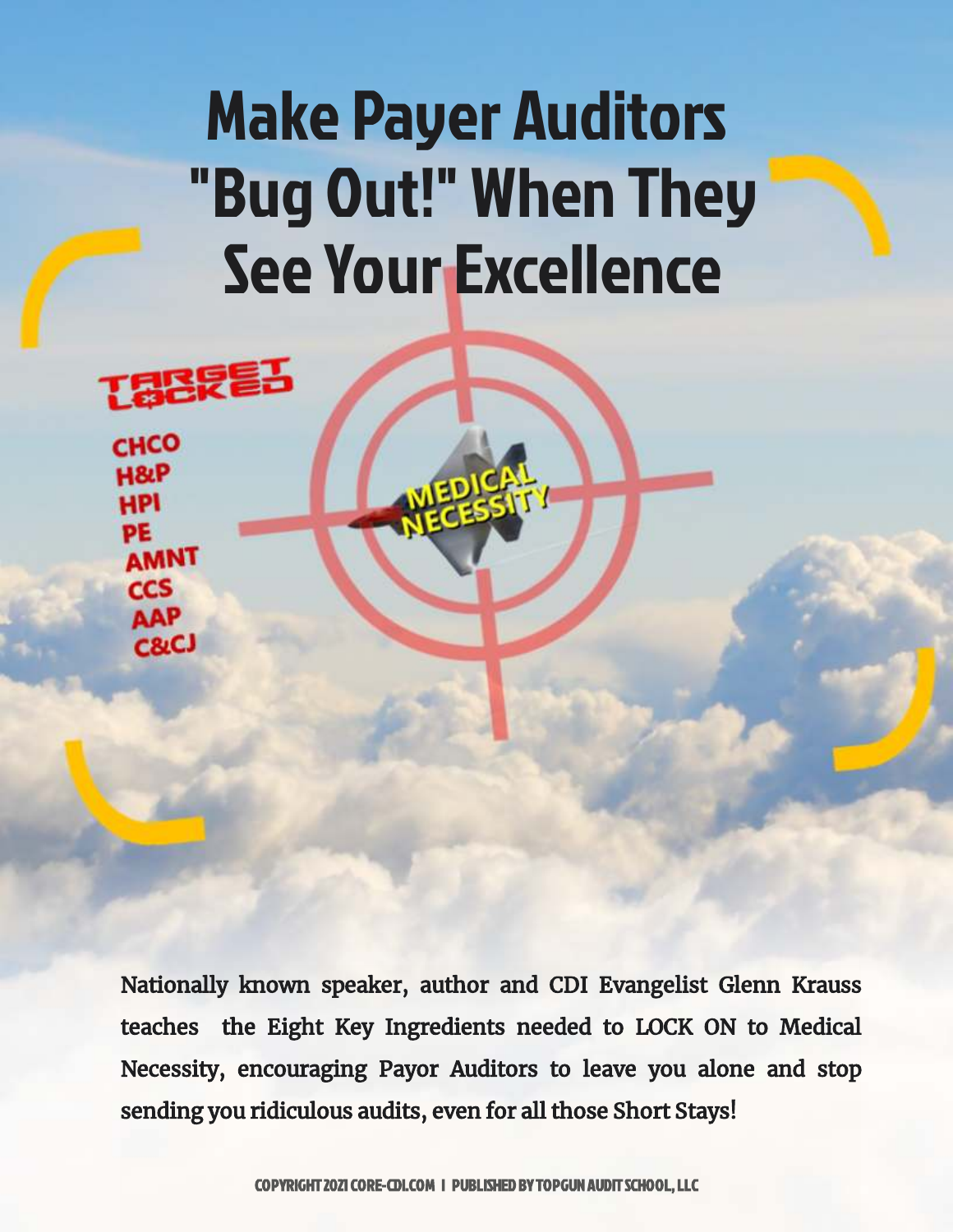# Make Payer Auditors "Bug Out!" When They See Your Excellence

TARGET LOCKED

CHCO
H&P
HPI
PE
AMNT
CCS
AAP
C&CJ

MEDICAL NECESSITY

**Nationally known speaker, author and CDI Evangelist Glenn Krauss teaches the Eight Key Ingredients needed to LOCK ON to Medical Necessity, encouraging Payor Auditors to leave you alone and stop sending you ridiculous audits, even for all those Short Stays!**

COPYRIGHT 2021 CORE-CDI.COM | PUBLISHED BY TOPGUN AUDIT SCHOOL, LLC